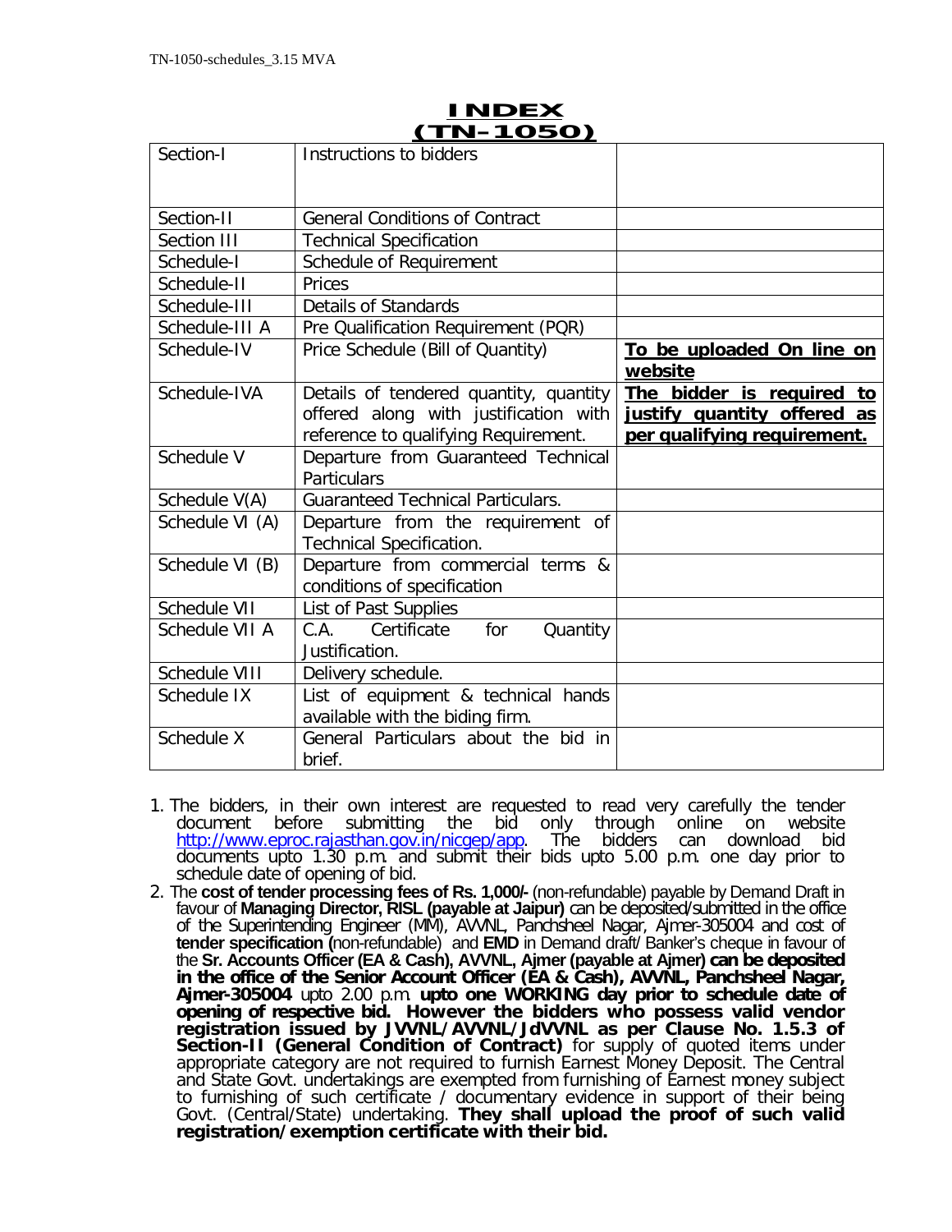# INDEX
## (TN-1050)

| | | |
|---|---|---|
| Section-I | Instructions to bidders | |
| Section-II | General Conditions of Contract | |
| Section III | Technical Specification | |
| Schedule-I | Schedule of Requirement | |
| Schedule-II | Prices | |
| Schedule-III | Details of Standards | |
| Schedule-III A | Pre Qualification Requirement (PQR) | |
| Schedule-IV | Price Schedule (Bill of Quantity) | **To be uploaded On line on website** |
| Schedule-IVA | Details of tendered quantity, quantity offered along with justification with reference to qualifying Requirement. | **The bidder is required to justify quantity offered as per qualifying requirement.** |
| Schedule V | Departure from Guaranteed Technical Particulars | |
| Schedule V(A) | Guaranteed Technical Particulars. | |
| Schedule VI (A) | Departure from the requirement of Technical Specification. | |
| Schedule VI (B) | Departure from commercial terms & conditions of specification | |
| Schedule VII | List of Past Supplies | |
| Schedule VII A | C.A. Certificate for Quantity Justification. | |
| Schedule VIII | Delivery schedule. | |
| Schedule IX | List of equipment & technical hands available with the biding firm. | |
| Schedule X | General Particulars about the bid in brief. | |

1. The bidders, in their own interest are requested to read very carefully the tender document before submitting the bid only through online on website http://www.eproc.rajasthan.gov.in/nicgep/app. The bidders can download bid documents upto 1.30 p.m. and submit their bids upto 5.00 p.m. one day prior to schedule date of opening of bid.
2. The **cost of tender processing fees of Rs. 1,000/-** (non-refundable) payable by Demand Draft in favour of **Managing Director, RISL (payable at Jaipur)** can be deposited/submitted in the office of the Superintending Engineer (MM), AVVNL, Panchsheel Nagar, Ajmer-305004 and cost of **tender specification (**non-refundable) and **EMD** in Demand draft/ Banker's cheque in favour of the **Sr. Accounts Officer (EA & Cash), AVVNL, Ajmer (payable at Ajmer) can be deposited in the office of the Senior Account Officer (EA & Cash), AVVNL, Panchsheel Nagar, Ajmer-305004** upto 2.00 p.m. **upto one WORKING day prior to schedule date of opening of respective bid. However the bidders who possess valid vendor registration issued by JVVNL/AVVNL/JdVVNL as per Clause No. 1.5.3 of Section-II (General Condition of Contract)** for supply of quoted items under appropriate category are not required to furnish Earnest Money Deposit. The Central and State Govt. undertakings are exempted from furnishing of Earnest money subject to furnishing of such certificate / documentary evidence in support of their being Govt. (Central/State) undertaking. **They shall upload the proof of such valid registration/exemption certificate with their bid.**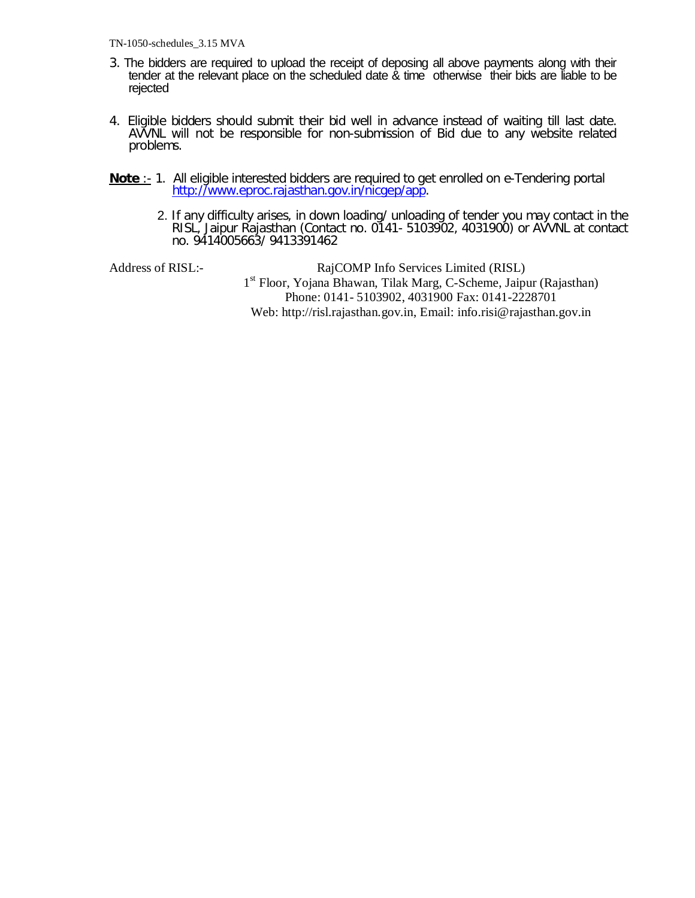3. The bidders are required to upload the receipt of deposing all above payments along with their tender at the relevant place on the scheduled date & time otherwise their bids are liable to be rejected

4. Eligible bidders should submit their bid well in advance instead of waiting till last date. AVVNL will not be responsible for non-submission of Bid due to any website related problems.

**Note** :- 1. All eligible interested bidders are required to get enrolled on e-Tendering portal http://www.eproc.rajasthan.gov.in/nicgep/app.

2. If any difficulty arises, in down loading/ unloading of tender you may contact in the RISL, Jaipur Rajasthan (Contact no. 0141- 5103902, 4031900) or AVVNL at contact no. 9414005663/ 9413391462

Address of RISL:-

RajCOMP Info Services Limited (RISL)
1st Floor, Yojana Bhawan, Tilak Marg, C-Scheme, Jaipur (Rajasthan)
Phone: 0141- 5103902, 4031900 Fax: 0141-2228701
Web: http://risl.rajasthan.gov.in, Email: info.risi@rajasthan.gov.in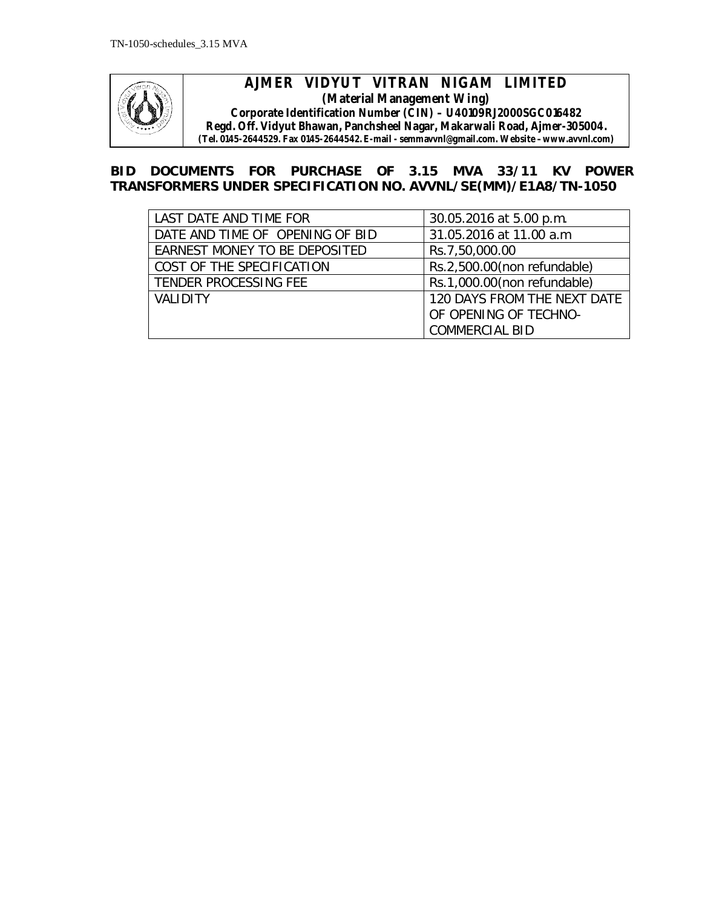# AJMER VIDYUT VITRAN NIGAM LIMITED

**(Material Management Wing)**

**Corporate Identification Number (CIN) – U40109RJ2000SGC016482**

**Regd. Off. Vidyut Bhawan, Panchsheel Nagar, Makarwali Road, Ajmer-305004.**

**(Tel. 0145-2644529. Fax 0145-2644542. E-mail - semmavvnl@gmail.com. Website – www.avvnl.com)**

## BID DOCUMENTS FOR PURCHASE OF 3.15 MVA 33/11 KV POWER TRANSFORMERS UNDER SPECIFICATION NO. AVVNL/SE(MM)/E1A8/TN-1050

| | |
|---|---|
| LAST DATE AND TIME FOR | 30.05.2016 at 5.00 p.m. |
| DATE AND TIME OF OPENING OF BID | 31.05.2016 at 11.00 a.m |
| EARNEST MONEY TO BE DEPOSITED | Rs.7,50,000.00 |
| COST OF THE SPECIFICATION | Rs.2,500.00(non refundable) |
| TENDER PROCESSING FEE | Rs.1,000.00(non refundable) |
| VALIDITY | 120 DAYS FROM THE NEXT DATE OF OPENING OF TECHNO-COMMERCIAL BID |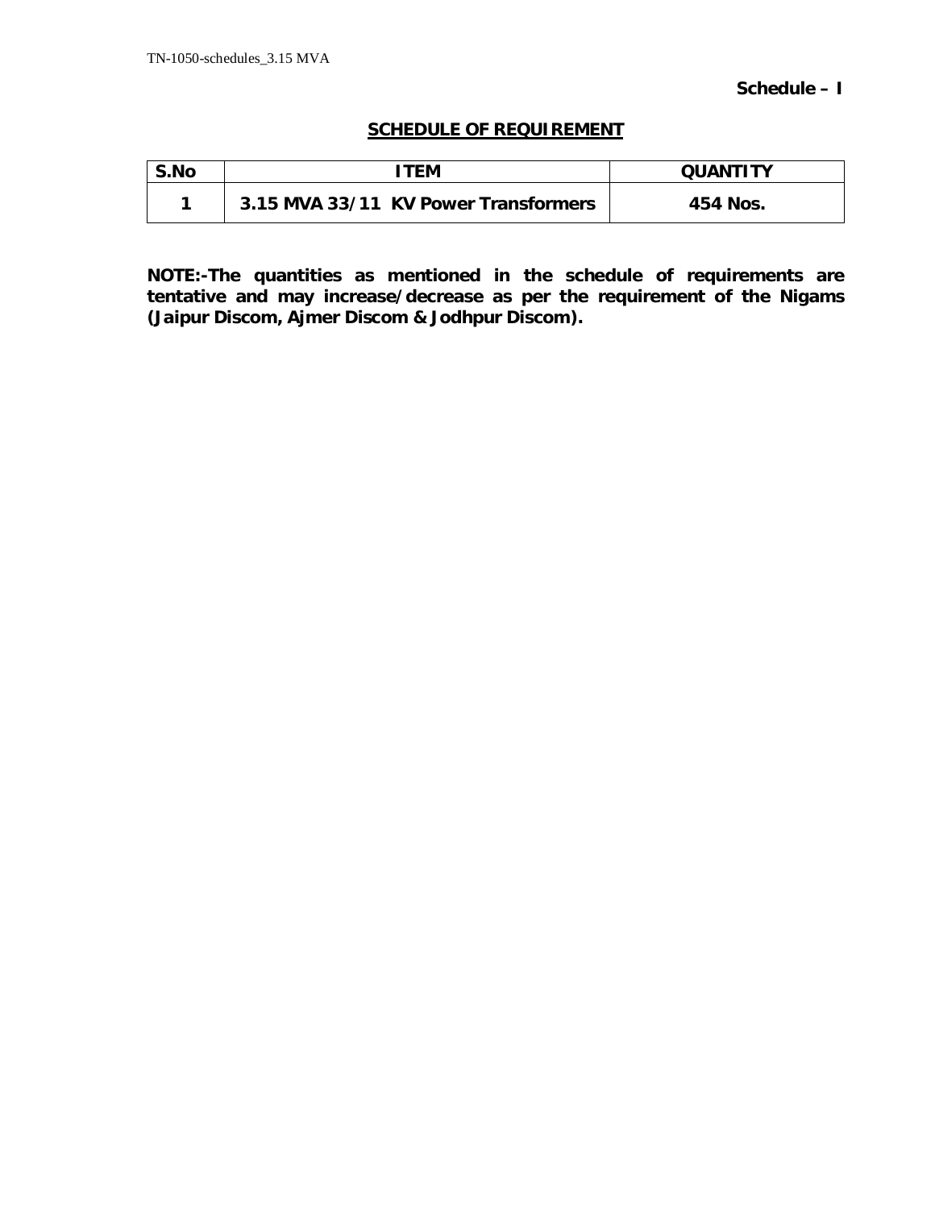**Schedule – I**

## SCHEDULE OF REQUIREMENT

| S.No | ITEM | QUANTITY |
|---|---|---|
| 1 | 3.15 MVA 33/11 KV Power Transformers | 454 Nos. |

**NOTE:-The quantities as mentioned in the schedule of requirements are tentative and may increase/decrease as per the requirement of the Nigams (Jaipur Discom, Ajmer Discom & Jodhpur Discom).**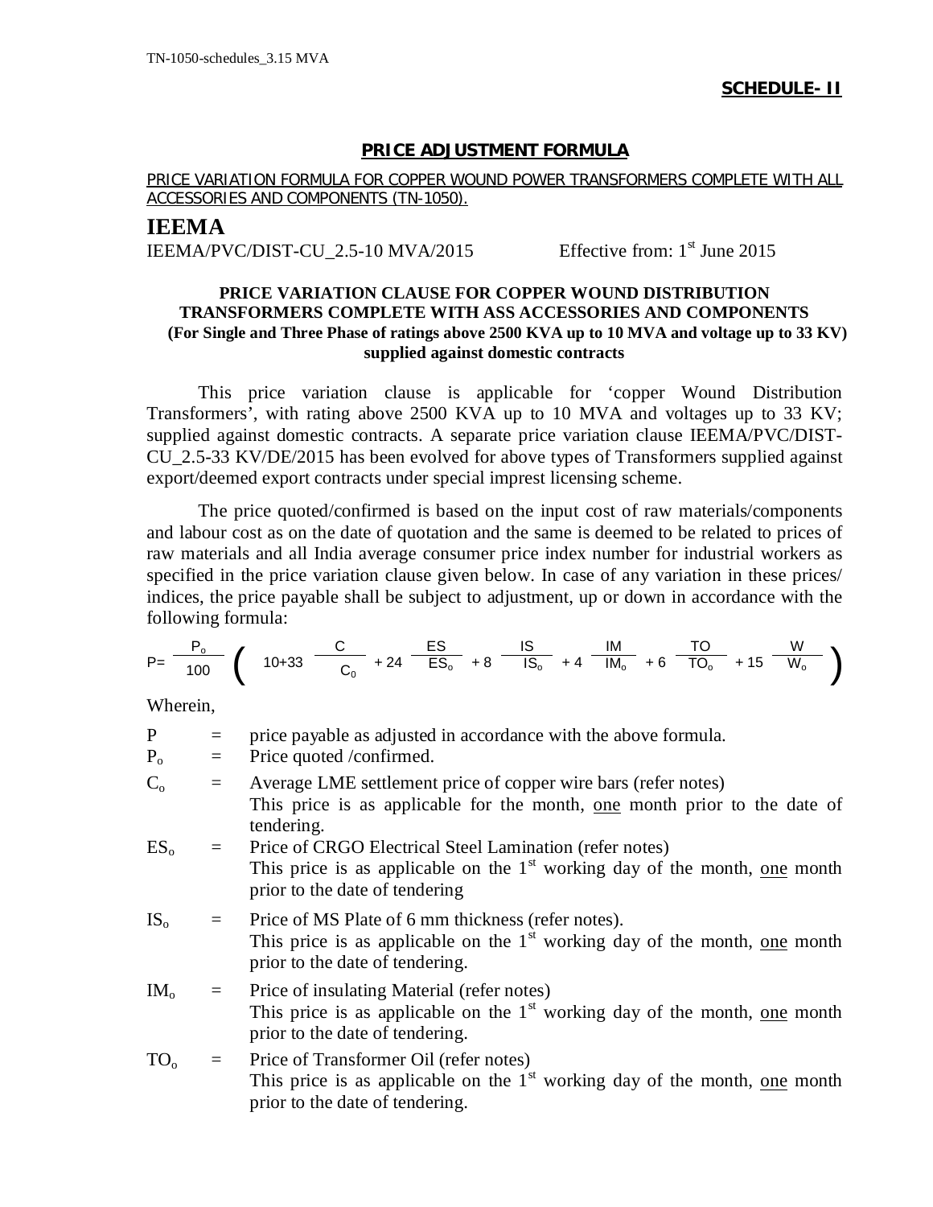**SCHEDULE- II**

## PRICE ADJUSTMENT FORMULA

PRICE VARIATION FORMULA FOR COPPER WOUND POWER TRANSFORMERS COMPLETE WITH ALL ACCESSORIES AND COMPONENTS (TN-1050).

# IEEMA

IEEMA/PVC/DIST-CU_2.5-10 MVA/2015 Effective from: 1st June 2015

**PRICE VARIATION CLAUSE FOR COPPER WOUND DISTRIBUTION TRANSFORMERS COMPLETE WITH ASS ACCESSORIES AND COMPONENTS (For Single and Three Phase of ratings above 2500 KVA up to 10 MVA and voltage up to 33 KV) supplied against domestic contracts**

This price variation clause is applicable for 'copper Wound Distribution Transformers', with rating above 2500 KVA up to 10 MVA and voltages up to 33 KV; supplied against domestic contracts. A separate price variation clause IEEMA/PVC/DIST-CU_2.5-33 KV/DE/2015 has been evolved for above types of Transformers supplied against export/deemed export contracts under special imprest licensing scheme.

The price quoted/confirmed is based on the input cost of raw materials/components and labour cost as on the date of quotation and the same is deemed to be related to prices of raw materials and all India average consumer price index number for industrial workers as specified in the price variation clause given below. In case of any variation in these prices/ indices, the price payable shall be subject to adjustment, up or down in accordance with the following formula:

$$P = \frac{P_o}{100}\left(10 + 33\frac{C}{C_0} + 24\frac{ES}{ES_o} + 8\frac{IS}{IS_o} + 4\frac{IM}{IM_o} + 6\frac{TO}{TO_o} + 15\frac{W}{W_o}\right)$$

Wherein,

$P$ = price payable as adjusted in accordance with the above formula.

$P_o$ = Price quoted /confirmed.

$C_o$ = Average LME settlement price of copper wire bars (refer notes)
This price is as applicable for the month, one month prior to the date of tendering.

$ES_o$ = Price of CRGO Electrical Steel Lamination (refer notes)
This price is as applicable on the 1st working day of the month, one month prior to the date of tendering

$IS_o$ = Price of MS Plate of 6 mm thickness (refer notes).
This price is as applicable on the 1st working day of the month, one month prior to the date of tendering.

$IM_o$ = Price of insulating Material (refer notes)
This price is as applicable on the 1st working day of the month, one month prior to the date of tendering.

$TO_o$ = Price of Transformer Oil (refer notes)
This price is as applicable on the 1st working day of the month, one month prior to the date of tendering.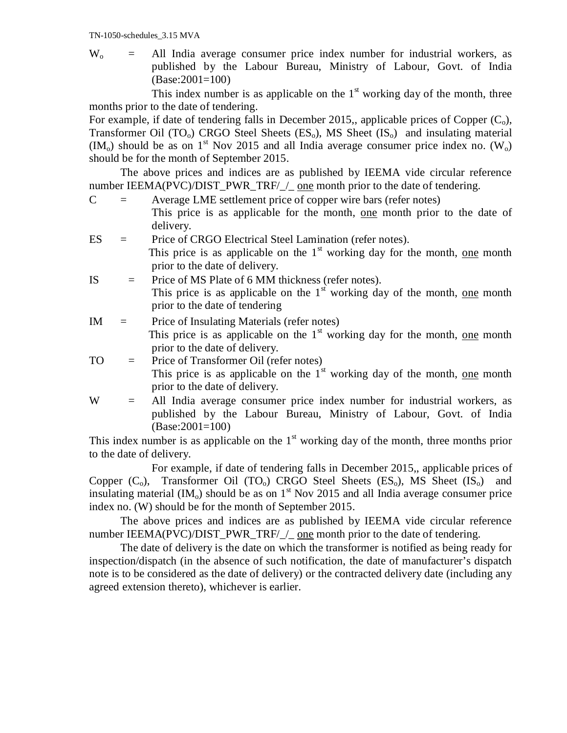$W_o$ = All India average consumer price index number for industrial workers, as published by the Labour Bureau, Ministry of Labour, Govt. of India (Base:2001=100)

This index number is as applicable on the 1st working day of the month, three months prior to the date of tendering.

For example, if date of tendering falls in December 2015,, applicable prices of Copper ($C_o$), Transformer Oil ($TO_o$) CRGO Steel Sheets ($ES_o$), MS Sheet ($IS_o$) and insulating material ($IM_o$) should be as on 1st Nov 2015 and all India average consumer price index no. ($W_o$) should be for the month of September 2015.

The above prices and indices are as published by IEEMA vide circular reference number IEEMA(PVC)/DIST_PWR_TRF/_/_ <u>one</u> month prior to the date of tendering.

C = Average LME settlement price of copper wire bars (refer notes)
This price is as applicable for the month, <u>one</u> month prior to the date of delivery.

ES = Price of CRGO Electrical Steel Lamination (refer notes).
This price is as applicable on the 1st working day for the month, <u>one</u> month prior to the date of delivery.

IS = Price of MS Plate of 6 MM thickness (refer notes).
This price is as applicable on the 1st working day of the month, <u>one</u> month prior to the date of tendering

IM = Price of Insulating Materials (refer notes)
This price is as applicable on the 1st working day for the month, <u>one</u> month prior to the date of delivery.

TO = Price of Transformer Oil (refer notes)
This price is as applicable on the 1st working day of the month, <u>one</u> month prior to the date of delivery.

W = All India average consumer price index number for industrial workers, as published by the Labour Bureau, Ministry of Labour, Govt. of India (Base:2001=100)

This index number is as applicable on the 1st working day of the month, three months prior to the date of delivery.

For example, if date of tendering falls in December 2015,, applicable prices of Copper ($C_o$), Transformer Oil ($TO_o$) CRGO Steel Sheets ($ES_o$), MS Sheet ($IS_o$) and insulating material ($IM_o$) should be as on 1st Nov 2015 and all India average consumer price index no. (W) should be for the month of September 2015.

The above prices and indices are as published by IEEMA vide circular reference number IEEMA(PVC)/DIST_PWR_TRF/_/_ <u>one</u> month prior to the date of tendering.

The date of delivery is the date on which the transformer is notified as being ready for inspection/dispatch (in the absence of such notification, the date of manufacturer's dispatch note is to be considered as the date of delivery) or the contracted delivery date (including any agreed extension thereto), whichever is earlier.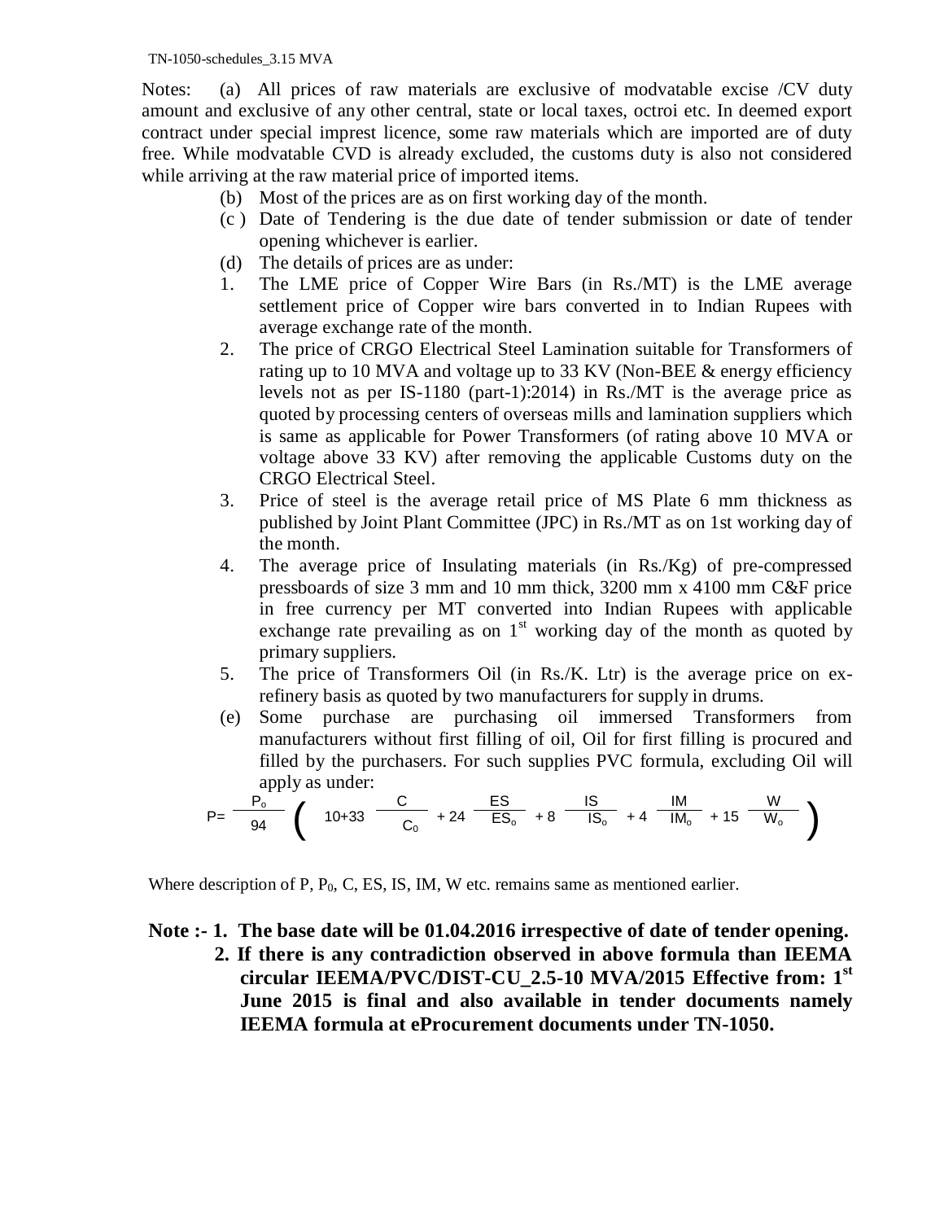Notes: (a) All prices of raw materials are exclusive of modvatable excise /CV duty amount and exclusive of any other central, state or local taxes, octroi etc. In deemed export contract under special imprest licence, some raw materials which are imported are of duty free. While modvatable CVD is already excluded, the customs duty is also not considered while arriving at the raw material price of imported items.

(b) Most of the prices are as on first working day of the month.

(c ) Date of Tendering is the due date of tender submission or date of tender opening whichever is earlier.

(d) The details of prices are as under:

1. The LME price of Copper Wire Bars (in Rs./MT) is the LME average settlement price of Copper wire bars converted in to Indian Rupees with average exchange rate of the month.
2. The price of CRGO Electrical Steel Lamination suitable for Transformers of rating up to 10 MVA and voltage up to 33 KV (Non-BEE & energy efficiency levels not as per IS-1180 (part-1):2014) in Rs./MT is the average price as quoted by processing centers of overseas mills and lamination suppliers which is same as applicable for Power Transformers (of rating above 10 MVA or voltage above 33 KV) after removing the applicable Customs duty on the CRGO Electrical Steel.
3. Price of steel is the average retail price of MS Plate 6 mm thickness as published by Joint Plant Committee (JPC) in Rs./MT as on 1st working day of the month.
4. The average price of Insulating materials (in Rs./Kg) of pre-compressed pressboards of size 3 mm and 10 mm thick, 3200 mm x 4100 mm C&F price in free currency per MT converted into Indian Rupees with applicable exchange rate prevailing as on 1st working day of the month as quoted by primary suppliers.
5. The price of Transformers Oil (in Rs./K. Ltr) is the average price on ex-refinery basis as quoted by two manufacturers for supply in drums.

(e) Some purchase are purchasing oil immersed Transformers from manufacturers without first filling of oil, Oil for first filling is procured and filled by the purchasers. For such supplies PVC formula, excluding Oil will apply as under:

$$P = \frac{P_o}{94}\left(10 + 33\frac{C}{C_0} + 24\frac{ES}{ES_o} + 8\frac{IS}{IS_o} + 4\frac{IM}{IM_o} + 15\frac{W}{W_o}\right)$$

Where description of P, $P_0$, C, ES, IS, IM, W etc. remains same as mentioned earlier.

**Note :- 1. The base date will be 01.04.2016 irrespective of date of tender opening.**

**2. If there is any contradiction observed in above formula than IEEMA circular IEEMA/PVC/DIST-CU_2.5-10 MVA/2015 Effective from: 1st June 2015 is final and also available in tender documents namely IEEMA formula at eProcurement documents under TN-1050.**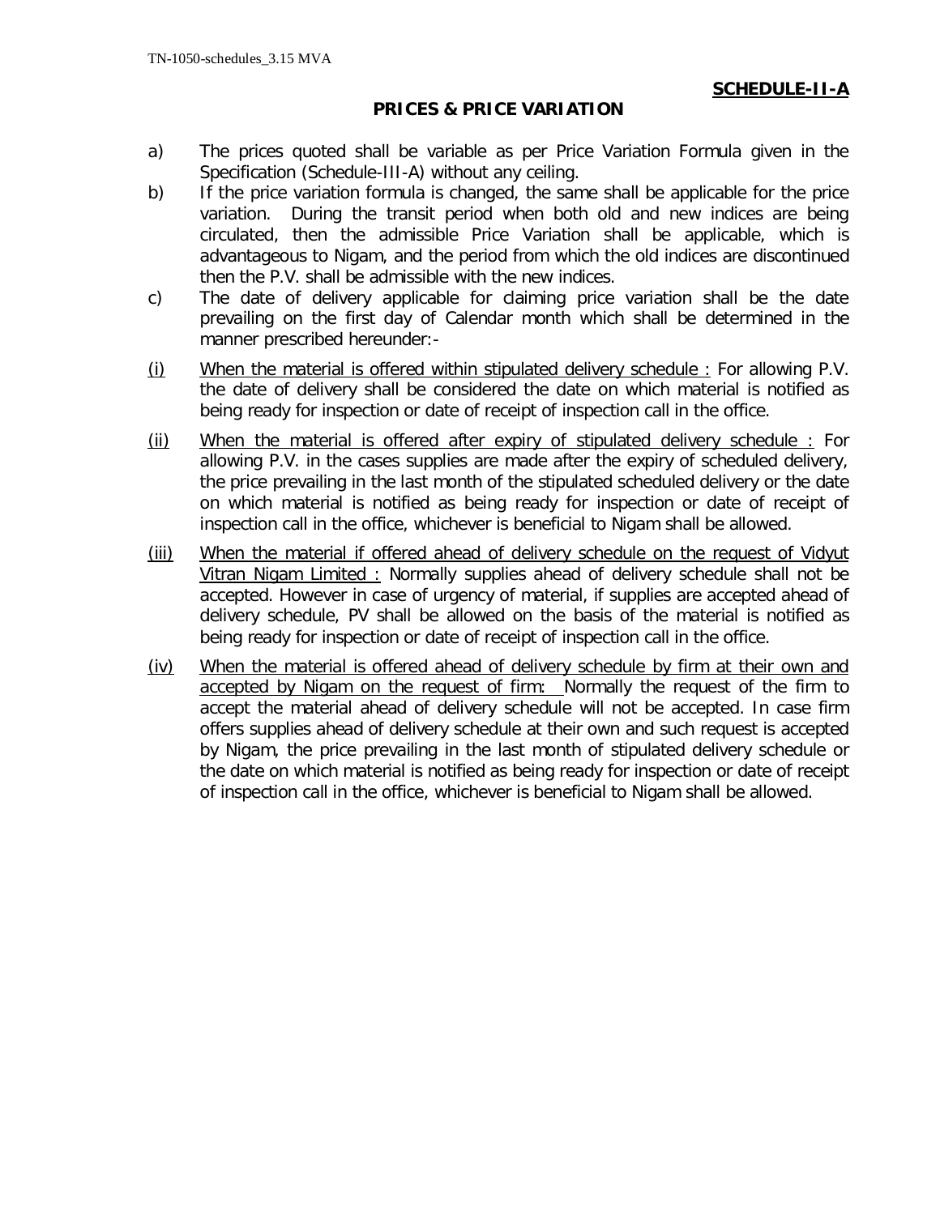**SCHEDULE-II-A**

**PRICES & PRICE VARIATION**

a) The prices quoted shall be variable as per Price Variation Formula given in the Specification (Schedule-III-A) without any ceiling.

b) If the price variation formula is changed, the same shall be applicable for the price variation. During the transit period when both old and new indices are being circulated, then the admissible Price Variation shall be applicable, which is advantageous to Nigam, and the period from which the old indices are discontinued then the P.V. shall be admissible with the new indices.

c) The date of delivery applicable for claiming price variation shall be the date prevailing on the first day of Calendar month which shall be determined in the manner prescribed hereunder:-

(i) When the material is offered within stipulated delivery schedule : For allowing P.V. the date of delivery shall be considered the date on which material is notified as being ready for inspection or date of receipt of inspection call in the office.

(ii) When the material is offered after expiry of stipulated delivery schedule : For allowing P.V. in the cases supplies are made after the expiry of scheduled delivery, the price prevailing in the last month of the stipulated scheduled delivery or the date on which material is notified as being ready for inspection or date of receipt of inspection call in the office, whichever is beneficial to Nigam shall be allowed.

(iii) When the material if offered ahead of delivery schedule on the request of Vidyut Vitran Nigam Limited : Normally supplies ahead of delivery schedule shall not be accepted. However in case of urgency of material, if supplies are accepted ahead of delivery schedule, PV shall be allowed on the basis of the material is notified as being ready for inspection or date of receipt of inspection call in the office.

(iv) When the material is offered ahead of delivery schedule by firm at their own and accepted by Nigam on the request of firm: Normally the request of the firm to accept the material ahead of delivery schedule will not be accepted. In case firm offers supplies ahead of delivery schedule at their own and such request is accepted by Nigam, the price prevailing in the last month of stipulated delivery schedule or the date on which material is notified as being ready for inspection or date of receipt of inspection call in the office, whichever is beneficial to Nigam shall be allowed.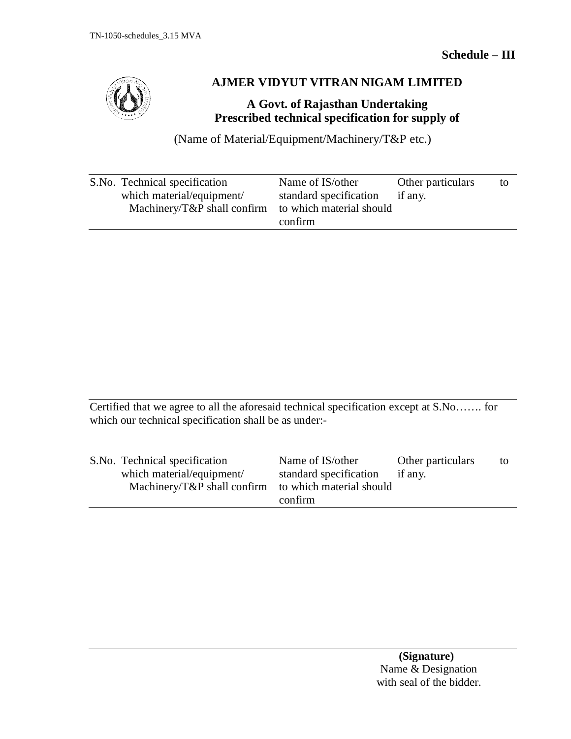**Schedule – III**

## AJMER VIDYUT VITRAN NIGAM LIMITED

### A Govt. of Rajasthan Undertaking
### Prescribed technical specification for supply of

(Name of Material/Equipment/Machinery/T&P etc.)

| S.No. | Technical specification which material/equipment/ Machinery/T&P shall confirm | Name of IS/other standard specification to which material should confirm | Other particulars if any. | to |
|---|---|---|---|---|
| | | | | |

Certified that we agree to all the aforesaid technical specification except at S.No……. for which our technical specification shall be as under:-

| S.No. | Technical specification which material/equipment/ Machinery/T&P shall confirm | Name of IS/other standard specification to which material should confirm | Other particulars if any. | to |
|---|---|---|---|---|
| | | | | |

**(Signature)**
Name & Designation
with seal of the bidder.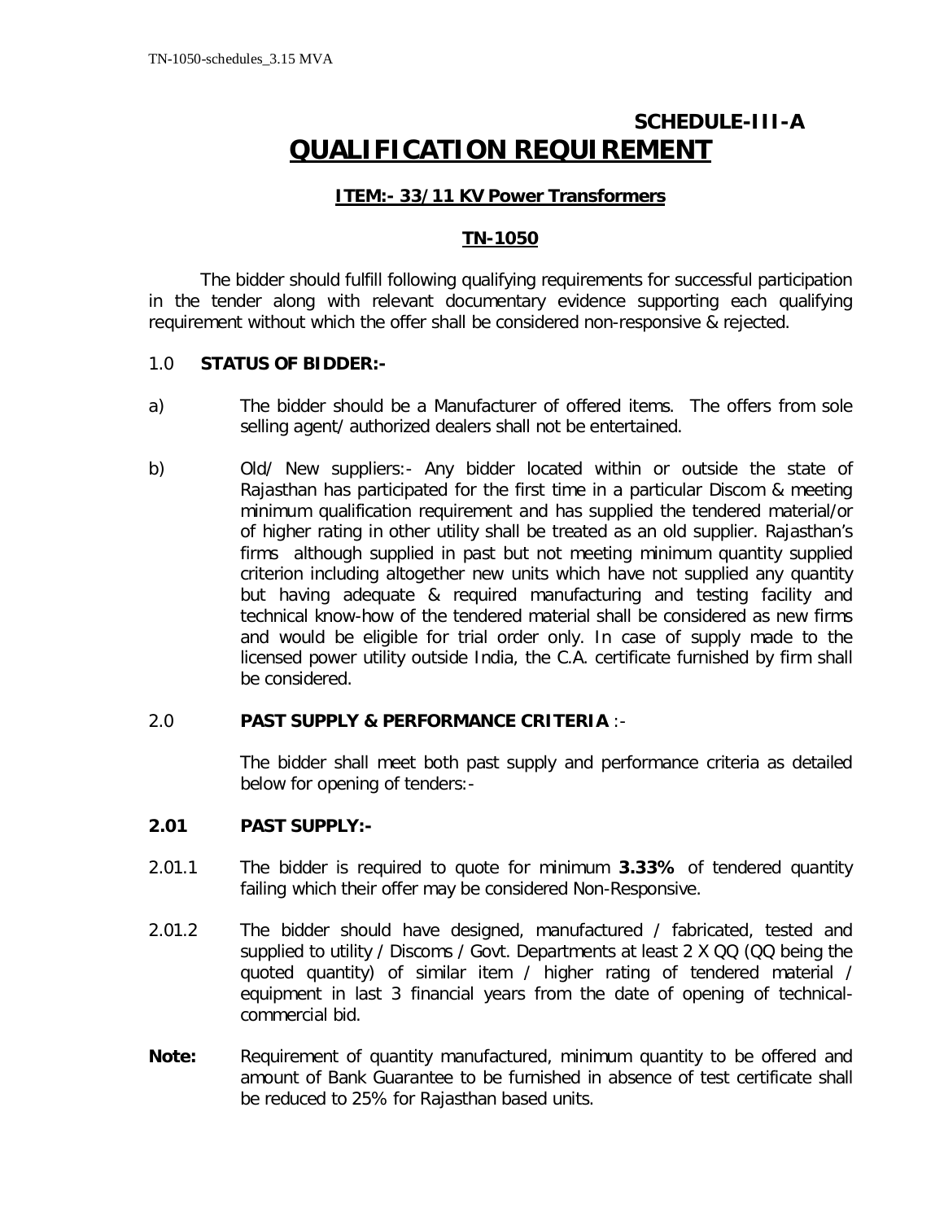# SCHEDULE-III-A

# QUALIFICATION REQUIREMENT

## ITEM:- 33/11 KV Power Transformers

## TN-1050

The bidder should fulfill following qualifying requirements for successful participation in the tender along with relevant documentary evidence supporting each qualifying requirement without which the offer shall be considered non-responsive & rejected.

1.0 **STATUS OF BIDDER:-**

a) The bidder should be a Manufacturer of offered items. The offers from sole selling agent/ authorized dealers shall not be entertained.

b) Old/ New suppliers:- Any bidder located within or outside the state of Rajasthan has participated for the first time in a particular Discom & meeting minimum qualification requirement and has supplied the tendered material/or of higher rating in other utility shall be treated as an old supplier. Rajasthan's firms although supplied in past but not meeting minimum quantity supplied criterion including altogether new units which have not supplied any quantity but having adequate & required manufacturing and testing facility and technical know-how of the tendered material shall be considered as new firms and would be eligible for trial order only. In case of supply made to the licensed power utility outside India, the C.A. certificate furnished by firm shall be considered.

2.0 **PAST SUPPLY & PERFORMANCE CRITERIA** :-

The bidder shall meet both past supply and performance criteria as detailed below for opening of tenders:-

**2.01 PAST SUPPLY:-**

2.01.1 The bidder is required to quote for minimum **3.33%** of tendered quantity failing which their offer may be considered Non-Responsive.

2.01.2 The bidder should have designed, manufactured / fabricated, tested and supplied to utility / Discoms / Govt. Departments at least 2 X QQ (QQ being the quoted quantity) of similar item / higher rating of tendered material / equipment in last 3 financial years from the date of opening of technical-commercial bid.

**Note:** Requirement of quantity manufactured, minimum quantity to be offered and amount of Bank Guarantee to be furnished in absence of test certificate shall be reduced to 25% for Rajasthan based units.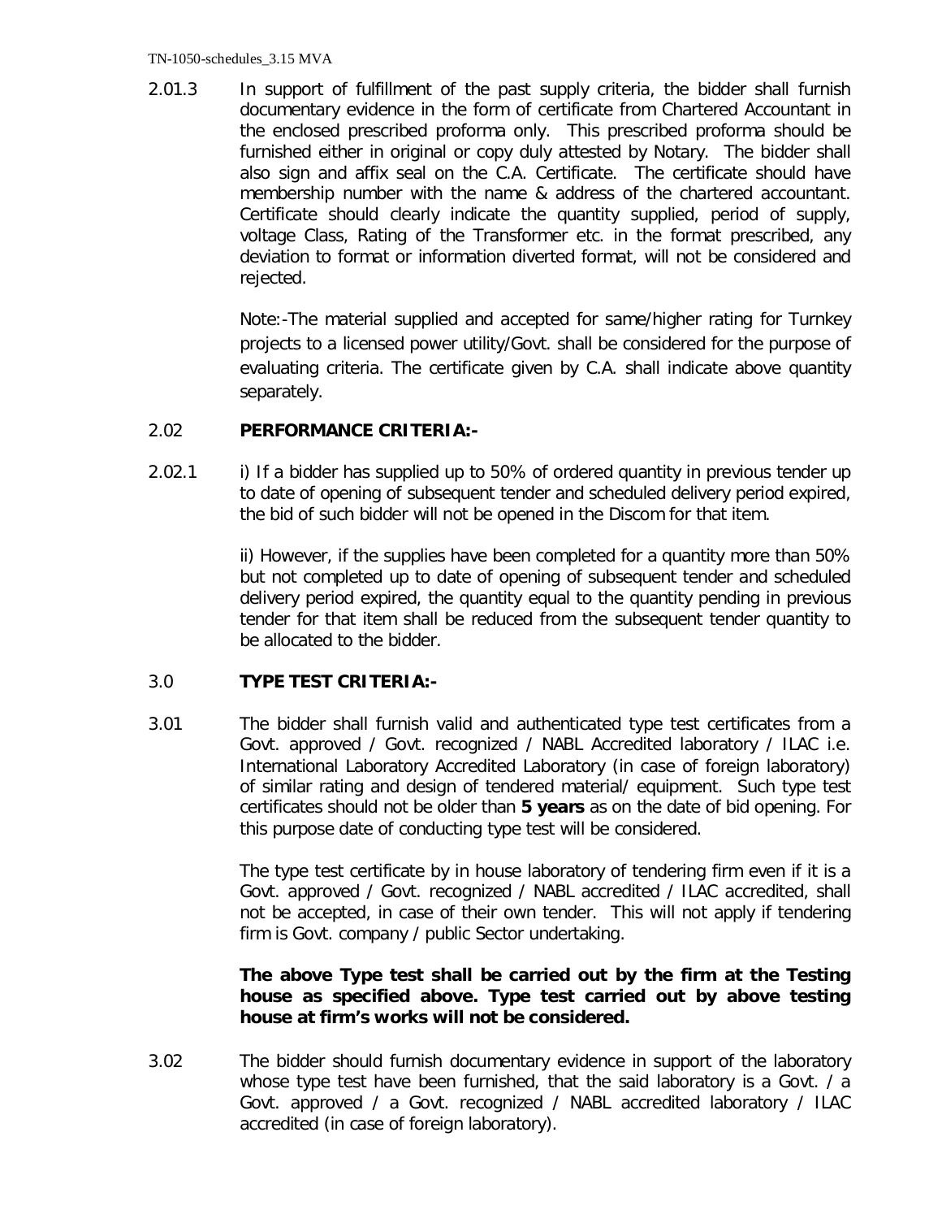2.01.3 In support of fulfillment of the past supply criteria, the bidder shall furnish documentary evidence in the form of certificate from Chartered Accountant in the enclosed prescribed proforma only. This prescribed proforma should be furnished either in original or copy duly attested by Notary. The bidder shall also sign and affix seal on the C.A. Certificate. The certificate should have membership number with the name & address of the chartered accountant. Certificate should clearly indicate the quantity supplied, period of supply, voltage Class, Rating of the Transformer etc. in the format prescribed, any deviation to format or information diverted format, will not be considered and rejected.

Note:-The material supplied and accepted for same/higher rating for Turnkey projects to a licensed power utility/Govt. shall be considered for the purpose of evaluating criteria. The certificate given by C.A. shall indicate above quantity separately.

### 2.02 PERFORMANCE CRITERIA:-

2.02.1 i) If a bidder has supplied up to 50% of ordered quantity in previous tender up to date of opening of subsequent tender and scheduled delivery period expired, the bid of such bidder will not be opened in the Discom for that item.

ii) However, if the supplies have been completed for a quantity more than 50% but not completed up to date of opening of subsequent tender and scheduled delivery period expired, the quantity equal to the quantity pending in previous tender for that item shall be reduced from the subsequent tender quantity to be allocated to the bidder.

### 3.0 TYPE TEST CRITERIA:-

3.01 The bidder shall furnish valid and authenticated type test certificates from a Govt. approved / Govt. recognized / NABL Accredited laboratory / ILAC i.e. International Laboratory Accredited Laboratory (in case of foreign laboratory) of similar rating and design of tendered material/ equipment. Such type test certificates should not be older than **5 years** as on the date of bid opening. For this purpose date of conducting type test will be considered.

The type test certificate by in house laboratory of tendering firm even if it is a Govt. approved / Govt. recognized / NABL accredited / ILAC accredited, shall not be accepted, in case of their own tender. This will not apply if tendering firm is Govt. company / public Sector undertaking.

**The above Type test shall be carried out by the firm at the Testing house as specified above. Type test carried out by above testing house at firm's works will not be considered.**

3.02 The bidder should furnish documentary evidence in support of the laboratory whose type test have been furnished, that the said laboratory is a Govt. / a Govt. approved / a Govt. recognized / NABL accredited laboratory / ILAC accredited (in case of foreign laboratory).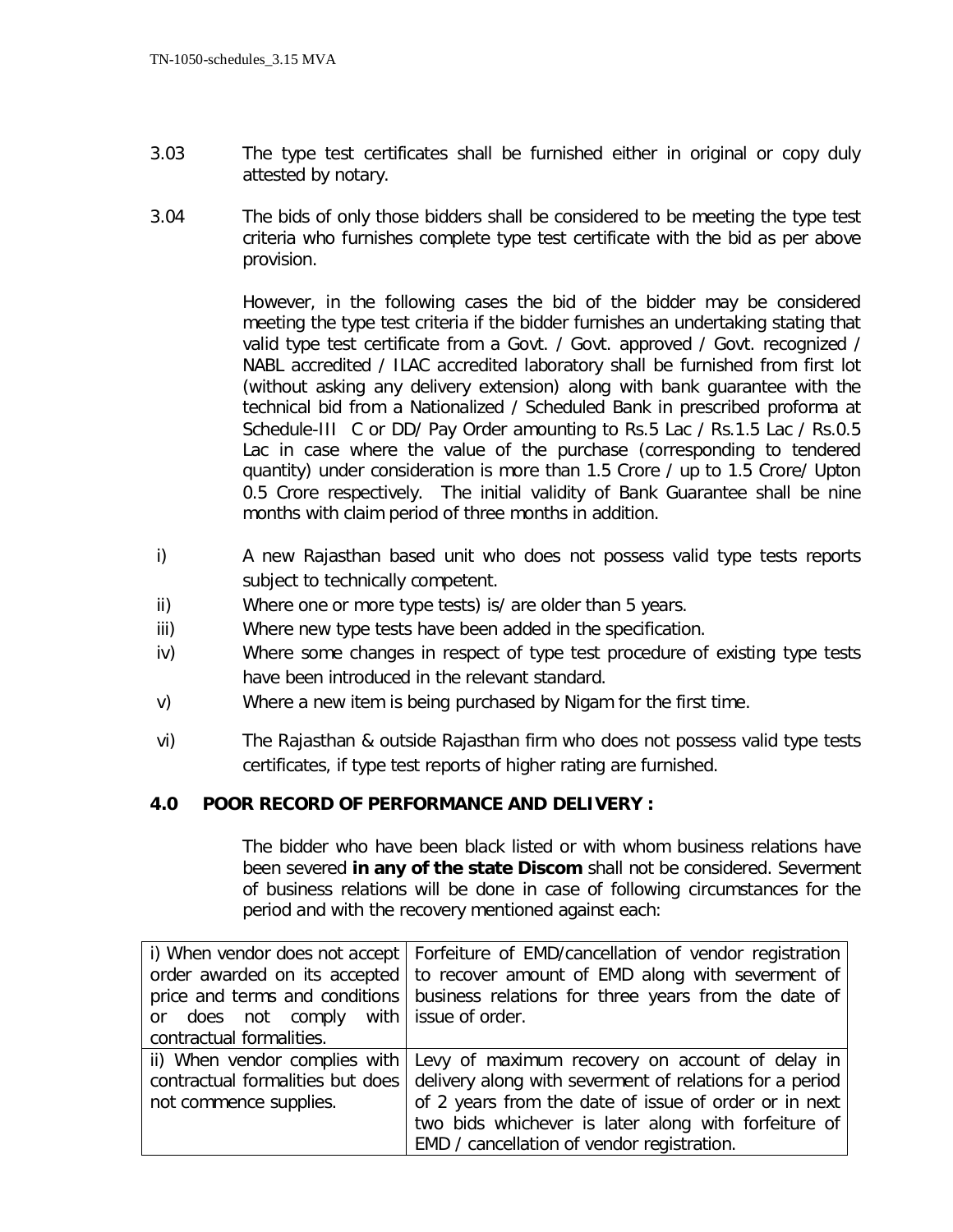3.03 The type test certificates shall be furnished either in original or copy duly attested by notary.

3.04 The bids of only those bidders shall be considered to be meeting the type test criteria who furnishes complete type test certificate with the bid as per above provision.

However, in the following cases the bid of the bidder may be considered meeting the type test criteria if the bidder furnishes an undertaking stating that valid type test certificate from a Govt. / Govt. approved / Govt. recognized / NABL accredited / ILAC accredited laboratory shall be furnished from first lot (without asking any delivery extension) along with bank guarantee with the technical bid from a Nationalized / Scheduled Bank in prescribed proforma at Schedule-III C or DD/ Pay Order amounting to Rs.5 Lac / Rs.1.5 Lac / Rs.0.5 Lac in case where the value of the purchase (corresponding to tendered quantity) under consideration is more than 1.5 Crore / up to 1.5 Crore/ Upton 0.5 Crore respectively. The initial validity of Bank Guarantee shall be nine months with claim period of three months in addition.

i) A new Rajasthan based unit who does not possess valid type tests reports subject to technically competent.

ii) Where one or more type tests) is/ are older than 5 years.

iii) Where new type tests have been added in the specification.

iv) Where some changes in respect of type test procedure of existing type tests have been introduced in the relevant standard.

v) Where a new item is being purchased by Nigam for the first time.

vi) The Rajasthan & outside Rajasthan firm who does not possess valid type tests certificates, if type test reports of higher rating are furnished.

## 4.0 POOR RECORD OF PERFORMANCE AND DELIVERY :

The bidder who have been black listed or with whom business relations have been severed **in any of the state Discom** shall not be considered. Severment of business relations will be done in case of following circumstances for the period and with the recovery mentioned against each:

| | |
|---|---|
| i) When vendor does not accept order awarded on its accepted price and terms and conditions or does not comply with contractual formalities. | Forfeiture of EMD/cancellation of vendor registration to recover amount of EMD along with severment of business relations for three years from the date of issue of order. |
| ii) When vendor complies with contractual formalities but does not commence supplies. | Levy of maximum recovery on account of delay in delivery along with severment of relations for a period of 2 years from the date of issue of order or in next two bids whichever is later along with forfeiture of EMD / cancellation of vendor registration. |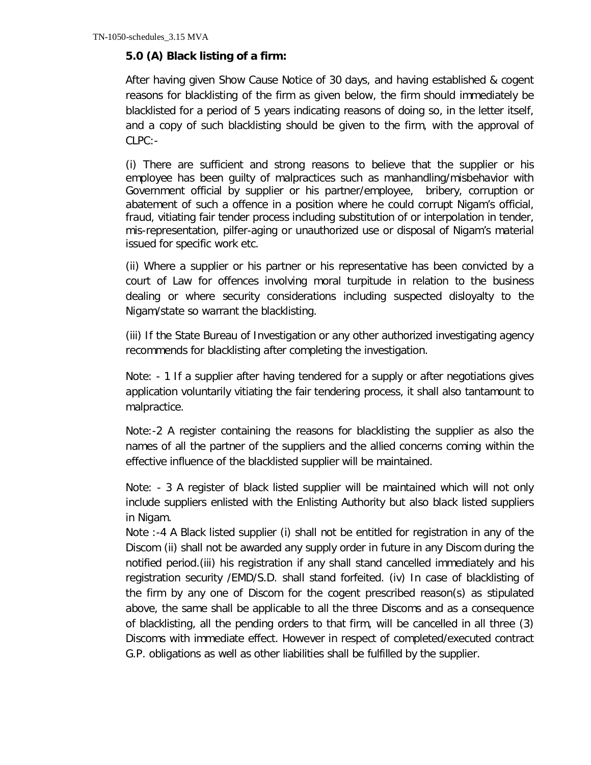**5.0 (A) Black listing of a firm:**

After having given Show Cause Notice of 30 days, and having established & cogent reasons for blacklisting of the firm as given below, the firm should immediately be blacklisted for a period of 5 years indicating reasons of doing so, in the letter itself, and a copy of such blacklisting should be given to the firm, with the approval of CLPC:-

(i) There are sufficient and strong reasons to believe that the supplier or his employee has been guilty of malpractices such as manhandling/misbehavior with Government official by supplier or his partner/employee, bribery, corruption or abatement of such a offence in a position where he could corrupt Nigam's official, fraud, vitiating fair tender process including substitution of or interpolation in tender, mis-representation, pilfer-aging or unauthorized use or disposal of Nigam's material issued for specific work etc.

(ii) Where a supplier or his partner or his representative has been convicted by a court of Law for offences involving moral turpitude in relation to the business dealing or where security considerations including suspected disloyalty to the Nigam/state so warrant the blacklisting.

(iii) If the State Bureau of Investigation or any other authorized investigating agency recommends for blacklisting after completing the investigation.

Note: - 1 If a supplier after having tendered for a supply or after negotiations gives application voluntarily vitiating the fair tendering process, it shall also tantamount to malpractice.

Note:-2 A register containing the reasons for blacklisting the supplier as also the names of all the partner of the suppliers and the allied concerns coming within the effective influence of the blacklisted supplier will be maintained.

Note: - 3 A register of black listed supplier will be maintained which will not only include suppliers enlisted with the Enlisting Authority but also black listed suppliers in Nigam.

Note :-4 A Black listed supplier (i) shall not be entitled for registration in any of the Discom (ii) shall not be awarded any supply order in future in any Discom during the notified period.(iii) his registration if any shall stand cancelled immediately and his registration security /EMD/S.D. shall stand forfeited. (iv) In case of blacklisting of the firm by any one of Discom for the cogent prescribed reason(s) as stipulated above, the same shall be applicable to all the three Discoms and as a consequence of blacklisting, all the pending orders to that firm, will be cancelled in all three (3) Discoms with immediate effect. However in respect of completed/executed contract G.P. obligations as well as other liabilities shall be fulfilled by the supplier.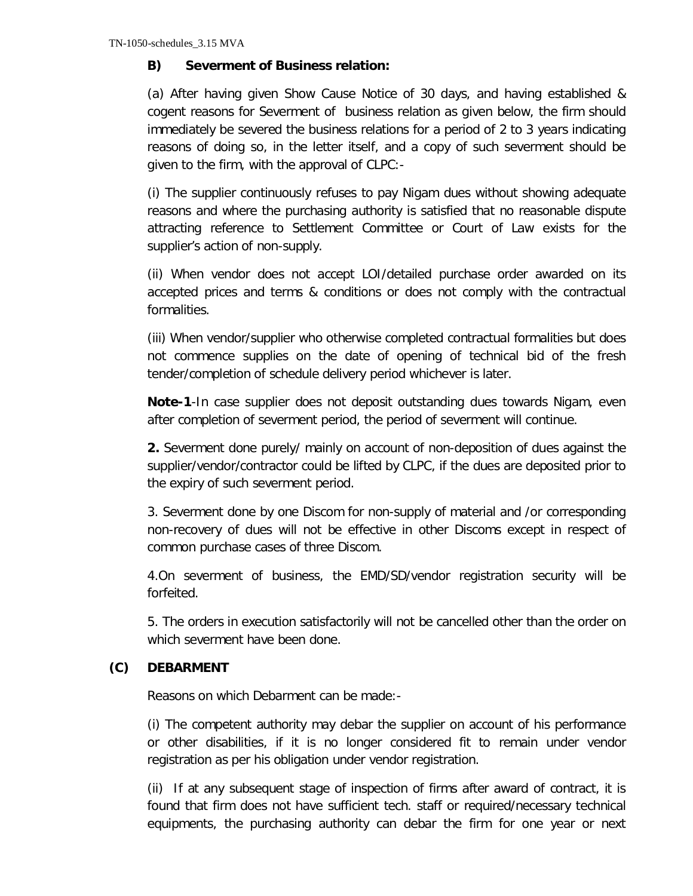**B) Severment of Business relation:**

(a) After having given Show Cause Notice of 30 days, and having established & cogent reasons for Severment of business relation as given below, the firm should immediately be severed the business relations for a period of 2 to 3 years indicating reasons of doing so, in the letter itself, and a copy of such severment should be given to the firm, with the approval of CLPC:-

(i) The supplier continuously refuses to pay Nigam dues without showing adequate reasons and where the purchasing authority is satisfied that no reasonable dispute attracting reference to Settlement Committee or Court of Law exists for the supplier's action of non-supply.

(ii) When vendor does not accept LOI/detailed purchase order awarded on its accepted prices and terms & conditions or does not comply with the contractual formalities.

(iii) When vendor/supplier who otherwise completed contractual formalities but does not commence supplies on the date of opening of technical bid of the fresh tender/completion of schedule delivery period whichever is later.

**Note-1**-In case supplier does not deposit outstanding dues towards Nigam, even after completion of severment period, the period of severment will continue.

**2.** Severment done purely/ mainly on account of non-deposition of dues against the supplier/vendor/contractor could be lifted by CLPC, if the dues are deposited prior to the expiry of such severment period.

3. Severment done by one Discom for non-supply of material and /or corresponding non-recovery of dues will not be effective in other Discoms except in respect of common purchase cases of three Discom.

4.On severment of business, the EMD/SD/vendor registration security will be forfeited.

5. The orders in execution satisfactorily will not be cancelled other than the order on which severment have been done.

**(C) DEBARMENT**

Reasons on which Debarment can be made:-

(i) The competent authority may debar the supplier on account of his performance or other disabilities, if it is no longer considered fit to remain under vendor registration as per his obligation under vendor registration.

(ii) If at any subsequent stage of inspection of firms after award of contract, it is found that firm does not have sufficient tech. staff or required/necessary technical equipments, the purchasing authority can debar the firm for one year or next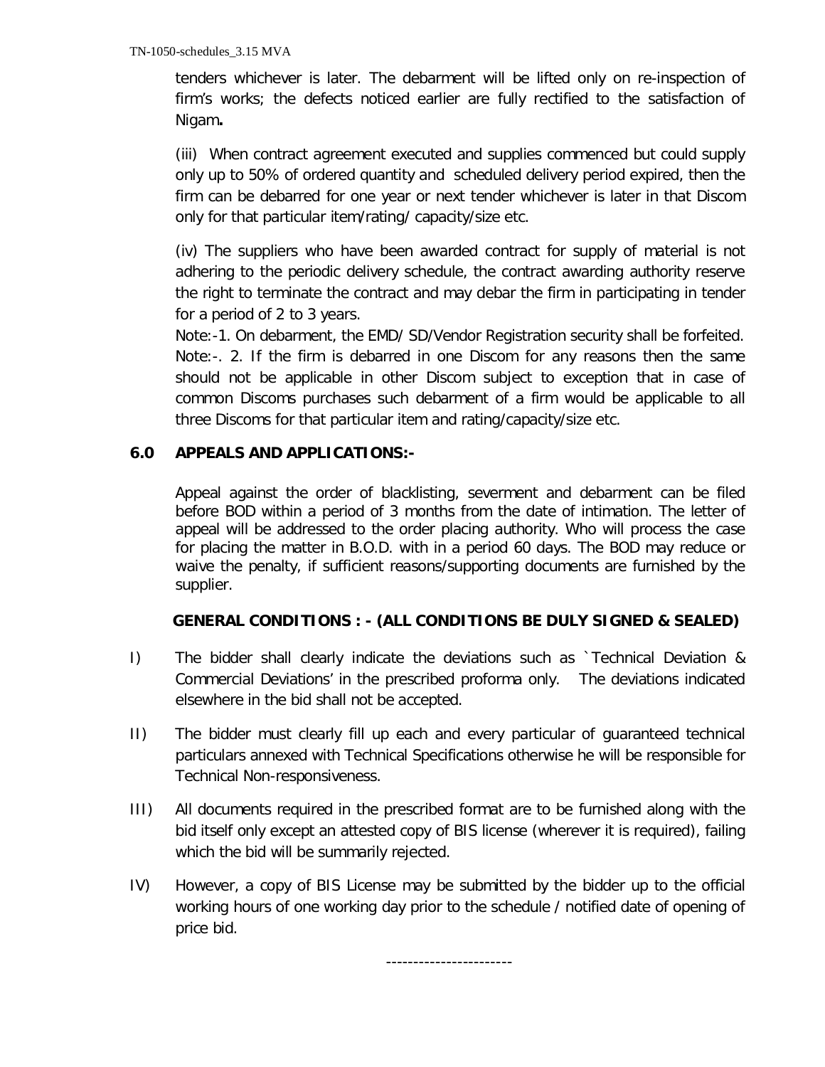tenders whichever is later. The debarment will be lifted only on re-inspection of firm's works; the defects noticed earlier are fully rectified to the satisfaction of Nigam**.**

(iii) When contract agreement executed and supplies commenced but could supply only up to 50% of ordered quantity and scheduled delivery period expired, then the firm can be debarred for one year or next tender whichever is later in that Discom only for that particular item/rating/ capacity/size etc.

(iv) The suppliers who have been awarded contract for supply of material is not adhering to the periodic delivery schedule, the contract awarding authority reserve the right to terminate the contract and may debar the firm in participating in tender for a period of 2 to 3 years.

Note:-1. On debarment, the EMD/ SD/Vendor Registration security shall be forfeited.

Note:-. 2. If the firm is debarred in one Discom for any reasons then the same should not be applicable in other Discom subject to exception that in case of common Discoms purchases such debarment of a firm would be applicable to all three Discoms for that particular item and rating/capacity/size etc.

## 6.0 APPEALS AND APPLICATIONS:-

Appeal against the order of blacklisting, severment and debarment can be filed before BOD within a period of 3 months from the date of intimation. The letter of appeal will be addressed to the order placing authority. Who will process the case for placing the matter in B.O.D. with in a period 60 days. The BOD may reduce or waive the penalty, if sufficient reasons/supporting documents are furnished by the supplier.

**GENERAL CONDITIONS : - (ALL CONDITIONS BE DULY SIGNED & SEALED)**

I) The bidder shall clearly indicate the deviations such as `Technical Deviation & Commercial Deviations' in the prescribed proforma only. The deviations indicated elsewhere in the bid shall not be accepted.

II) The bidder must clearly fill up each and every particular of guaranteed technical particulars annexed with Technical Specifications otherwise he will be responsible for Technical Non-responsiveness.

III) All documents required in the prescribed format are to be furnished along with the bid itself only except an attested copy of BIS license (wherever it is required), failing which the bid will be summarily rejected.

IV) However, a copy of BIS License may be submitted by the bidder up to the official working hours of one working day prior to the schedule / notified date of opening of price bid.

-----------------------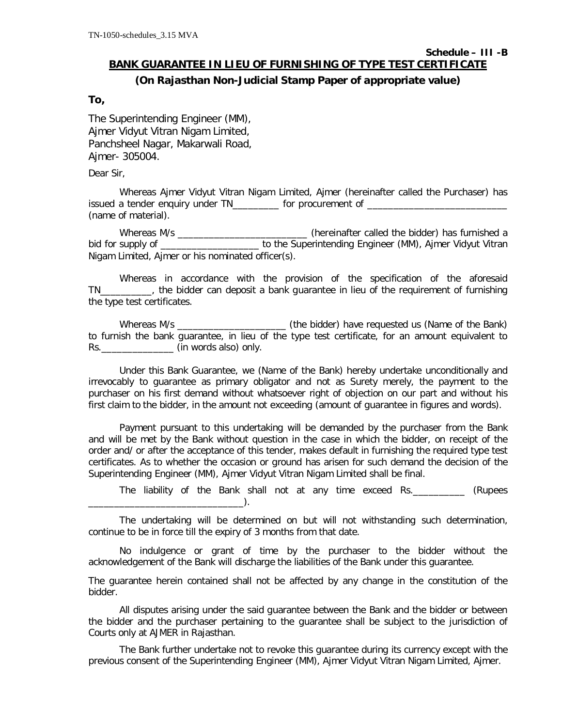**Schedule – III -B**

**BANK GUARANTEE IN LIEU OF FURNISHING OF TYPE TEST CERTIFICATE**

**(On Rajasthan Non-Judicial Stamp Paper of appropriate value)**

**To,**

The Superintending Engineer (MM),
Ajmer Vidyut Vitran Nigam Limited,
Panchsheel Nagar, Makarwali Road,
Ajmer- 305004.

Dear Sir,

Whereas Ajmer Vidyut Vitran Nigam Limited, Ajmer (hereinafter called the Purchaser) has issued a tender enquiry under TN_________ for procurement of ___________________________ (name of material).

Whereas M/s _________________________ (hereinafter called the bidder) has furnished a bid for supply of ___________________ to the Superintending Engineer (MM), Ajmer Vidyut Vitran Nigam Limited, Ajmer or his nominated officer(s).

Whereas in accordance with the provision of the specification of the aforesaid TN__________, the bidder can deposit a bank guarantee in lieu of the requirement of furnishing the type test certificates.

Whereas M/s _____________________ (the bidder) have requested us (Name of the Bank) to furnish the bank guarantee, in lieu of the type test certificate, for an amount equivalent to Rs.______________ (in words also) only.

Under this Bank Guarantee, we (Name of the Bank) hereby undertake unconditionally and irrevocably to guarantee as primary obligator and not as Surety merely, the payment to the purchaser on his first demand without whatsoever right of objection on our part and without his first claim to the bidder, in the amount not exceeding (amount of guarantee in figures and words).

Payment pursuant to this undertaking will be demanded by the purchaser from the Bank and will be met by the Bank without question in the case in which the bidder, on receipt of the order and/ or after the acceptance of this tender, makes default in furnishing the required type test certificates. As to whether the occasion or ground has arisen for such demand the decision of the Superintending Engineer (MM), Ajmer Vidyut Vitran Nigam Limited shall be final.

The liability of the Bank shall not at any time exceed Rs.__________ (Rupees _____________________________).

The undertaking will be determined on but will not withstanding such determination, continue to be in force till the expiry of 3 months from that date.

No indulgence or grant of time by the purchaser to the bidder without the acknowledgement of the Bank will discharge the liabilities of the Bank under this guarantee.

The guarantee herein contained shall not be affected by any change in the constitution of the bidder.

All disputes arising under the said guarantee between the Bank and the bidder or between the bidder and the purchaser pertaining to the guarantee shall be subject to the jurisdiction of Courts only at AJMER in Rajasthan.

The Bank further undertake not to revoke this guarantee during its currency except with the previous consent of the Superintending Engineer (MM), Ajmer Vidyut Vitran Nigam Limited, Ajmer.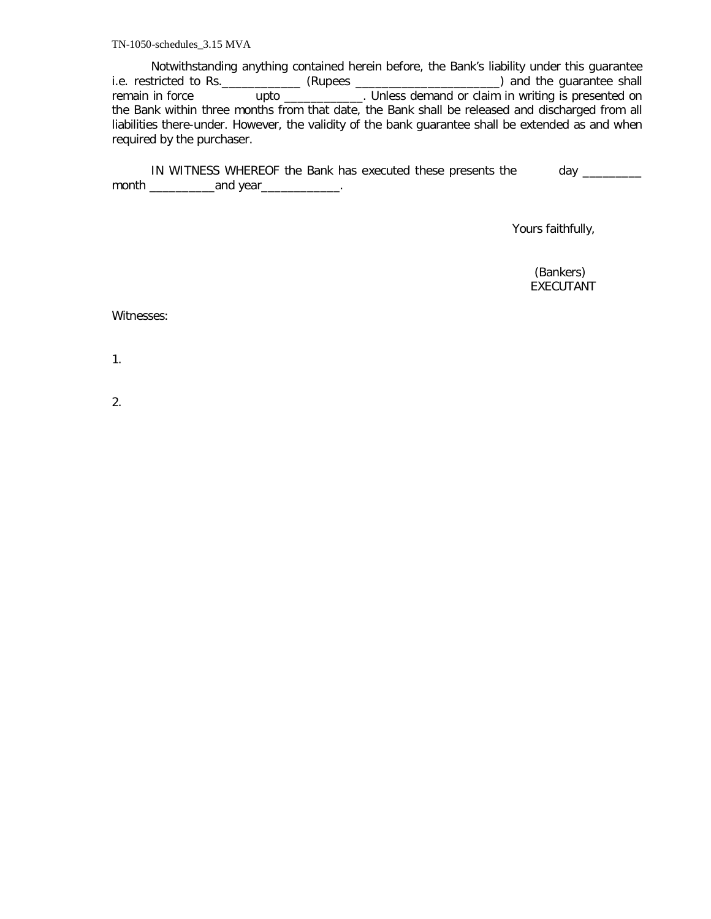Notwithstanding anything contained herein before, the Bank's liability under this guarantee i.e. restricted to Rs.____________ (Rupees ______________________) and the guarantee shall remain in force upto ____________. Unless demand or claim in writing is presented on the Bank within three months from that date, the Bank shall be released and discharged from all liabilities there-under. However, the validity of the bank guarantee shall be extended as and when required by the purchaser.

IN WITNESS WHEREOF the Bank has executed these presents the day _________ month __________and year____________.

Yours faithfully,

(Bankers)
EXECUTANT

Witnesses:

1.

2.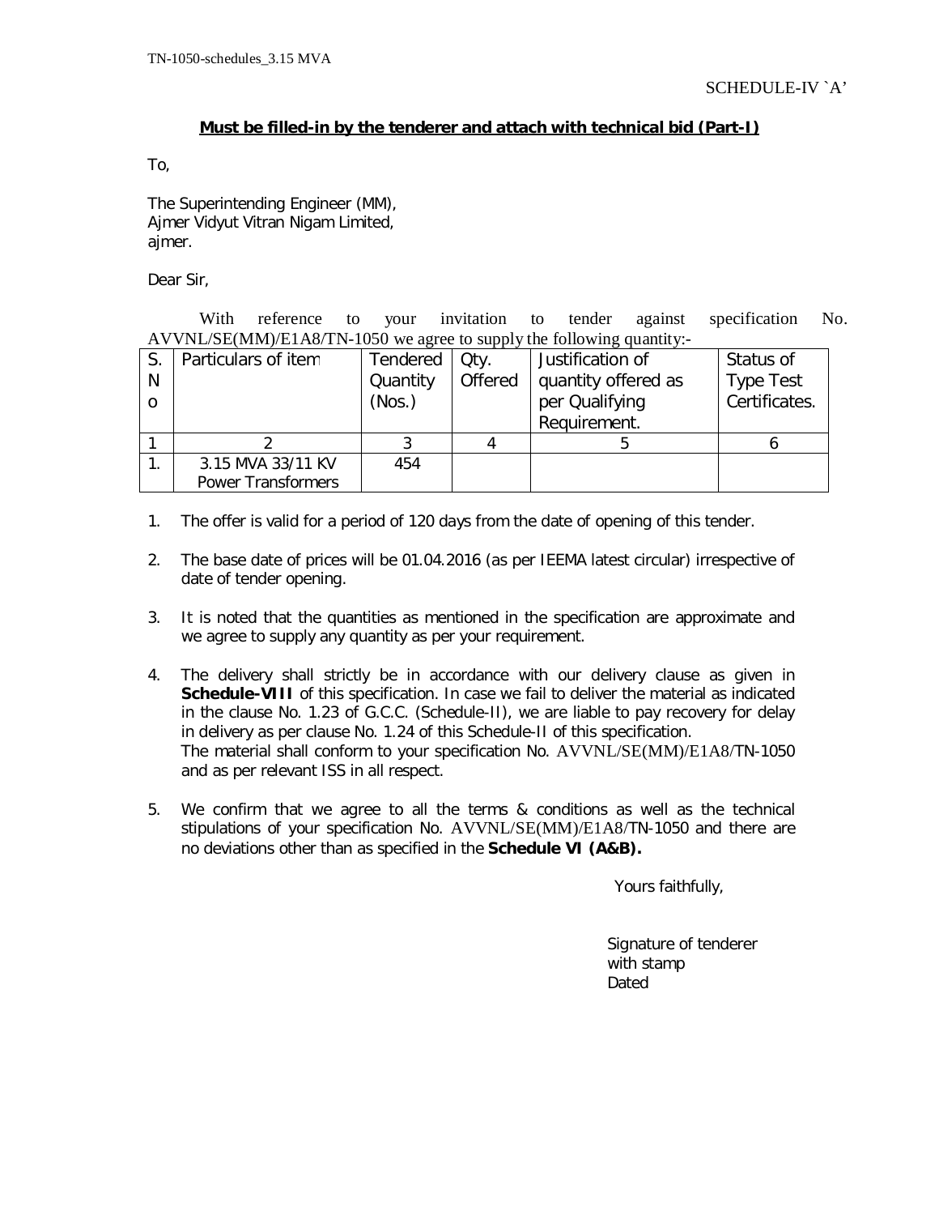SCHEDULE-IV `A'

**Must be filled-in by the tenderer and attach with technical bid (Part-I)**

To,

The Superintending Engineer (MM),
Ajmer Vidyut Vitran Nigam Limited,
ajmer.

Dear Sir,

With reference to your invitation to tender against specification No. AVVNL/SE(MM)/E1A8/TN-1050 we agree to supply the following quantity:-

| S. No | Particulars of item | Tendered Quantity (Nos.) | Qty. Offered | Justification of quantity offered as per Qualifying Requirement. | Status of Type Test Certificates. |
|---|---|---|---|---|---|
| 1 | 2 | 3 | 4 | 5 | 6 |
| 1. | 3.15 MVA 33/11 KV Power Transformers | 454 | | | |

1. The offer is valid for a period of 120 days from the date of opening of this tender.

2. The base date of prices will be 01.04.2016 (as per IEEMA latest circular) irrespective of date of tender opening.

3. It is noted that the quantities as mentioned in the specification are approximate and we agree to supply any quantity as per your requirement.

4. The delivery shall strictly be in accordance with our delivery clause as given in **Schedule-VIII** of this specification. In case we fail to deliver the material as indicated in the clause No. 1.23 of G.C.C. (Schedule-II), we are liable to pay recovery for delay in delivery as per clause No. 1.24 of this Schedule-II of this specification.
   The material shall conform to your specification No. AVVNL/SE(MM)/E1A8/TN-1050 and as per relevant ISS in all respect.

5. We confirm that we agree to all the terms & conditions as well as the technical stipulations of your specification No. AVVNL/SE(MM)/E1A8/TN-1050 and there are no deviations other than as specified in the **Schedule VI (A&B).**

Yours faithfully,

Signature of tenderer
with stamp
Dated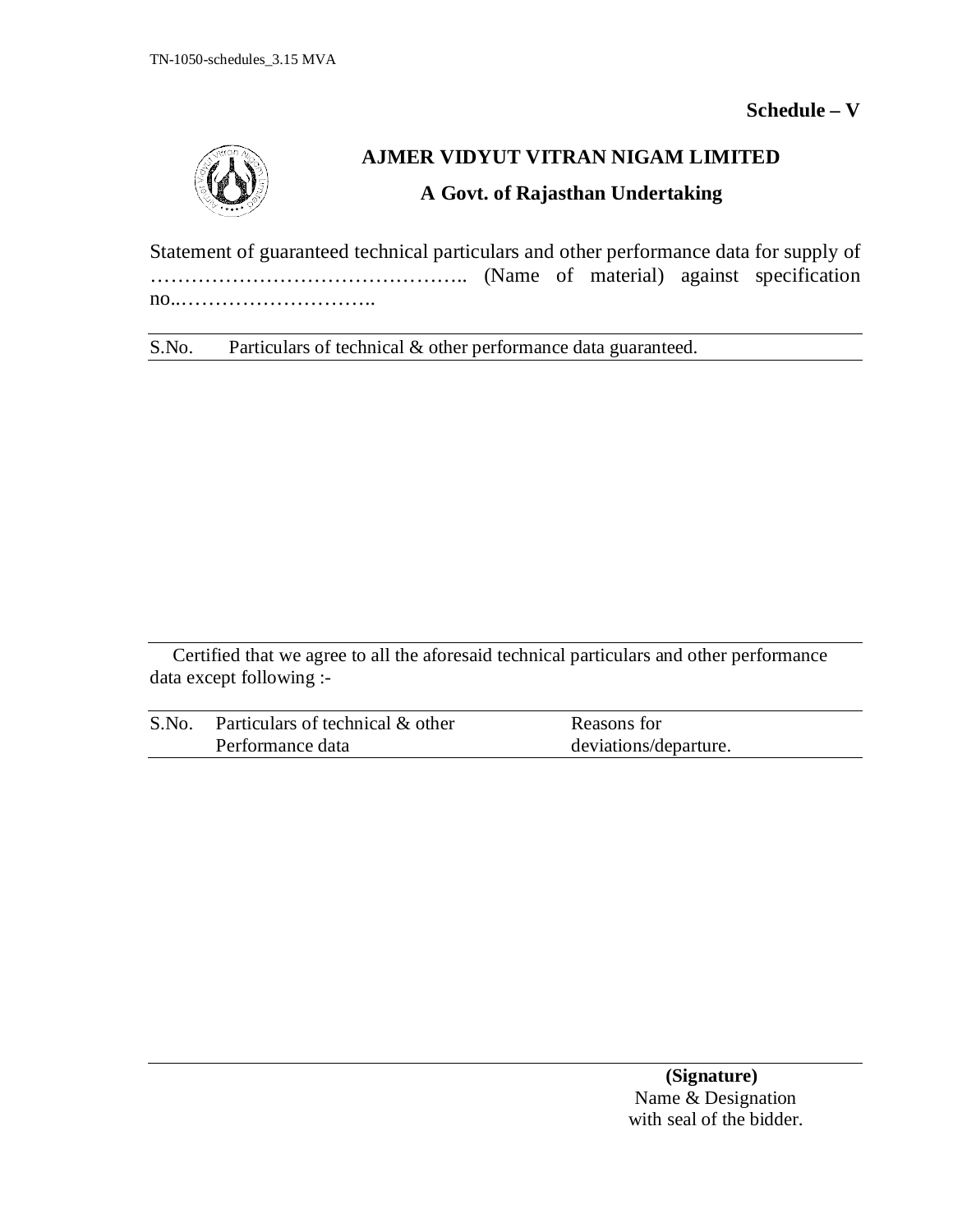**Schedule – V**

**AJMER VIDYUT VITRAN NIGAM LIMITED**

**A Govt. of Rajasthan Undertaking**

Statement of guaranteed technical particulars and other performance data for supply of ……………………………………….. (Name of material) against specification no..………………………..

| S.No. | Particulars of technical & other performance data guaranteed. |
|---|---|
| | |

Certified that we agree to all the aforesaid technical particulars and other performance data except following :-

| S.No. | Particulars of technical & other Performance data | Reasons for deviations/departure. |
|---|---|---|
| | | |

**(Signature)**
Name & Designation
with seal of the bidder.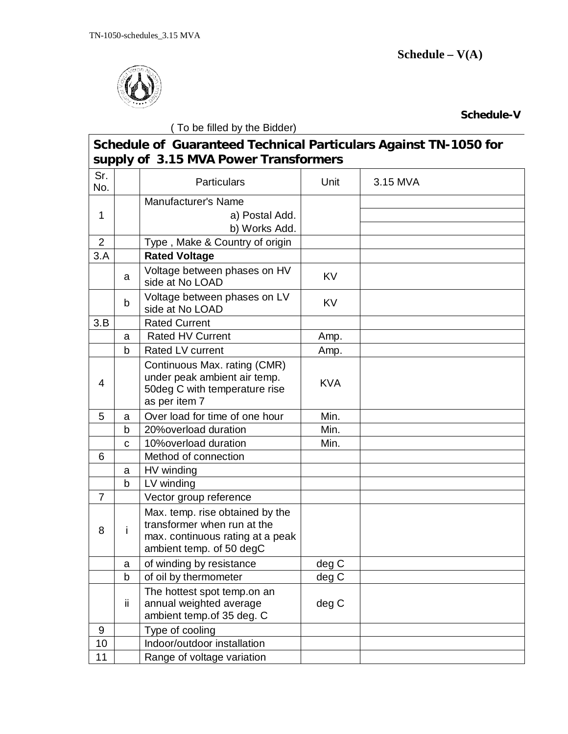**Schedule – V(A)**

**Schedule-V**

( To be filled by the Bidder)

## Schedule of Guaranteed Technical Particulars Against TN-1050 for supply of 3.15 MVA Power Transformers

| Sr. No. | | Particulars | Unit | 3.15 MVA |
|---|---|---|---|---|
| 1 | | Manufacturer's Name | | |
| | | a) Postal Add. | | |
| | | b) Works Add. | | |
| 2 | | Type , Make & Country of origin | | |
| 3.A | | **Rated Voltage** | | |
| | a | Voltage between phases on HV side at No LOAD | KV | |
| | b | Voltage between phases on LV side at No LOAD | KV | |
| 3.B | | Rated Current | | |
| | a | Rated HV Current | Amp. | |
| | b | Rated LV current | Amp. | |
| 4 | | Continuous Max. rating (CMR) under peak ambient air temp. 50deg C with temperature rise as per item 7 | KVA | |
| 5 | a | Over load for time of one hour | Min. | |
| | b | 20%overload duration | Min. | |
| | c | 10%overload duration | Min. | |
| 6 | | Method of connection | | |
| | a | HV winding | | |
| | b | LV winding | | |
| 7 | | Vector group reference | | |
| 8 | i | Max. temp. rise obtained by the transformer when run at the max. continuous rating at a peak ambient temp. of 50 degC | | |
| | a | of winding by resistance | deg C | |
| | b | of oil by thermometer | deg C | |
| | ii | The hottest spot temp.on an annual weighted average ambient temp.of 35 deg. C | deg C | |
| 9 | | Type of cooling | | |
| 10 | | Indoor/outdoor installation | | |
| 11 | | Range of voltage variation | | |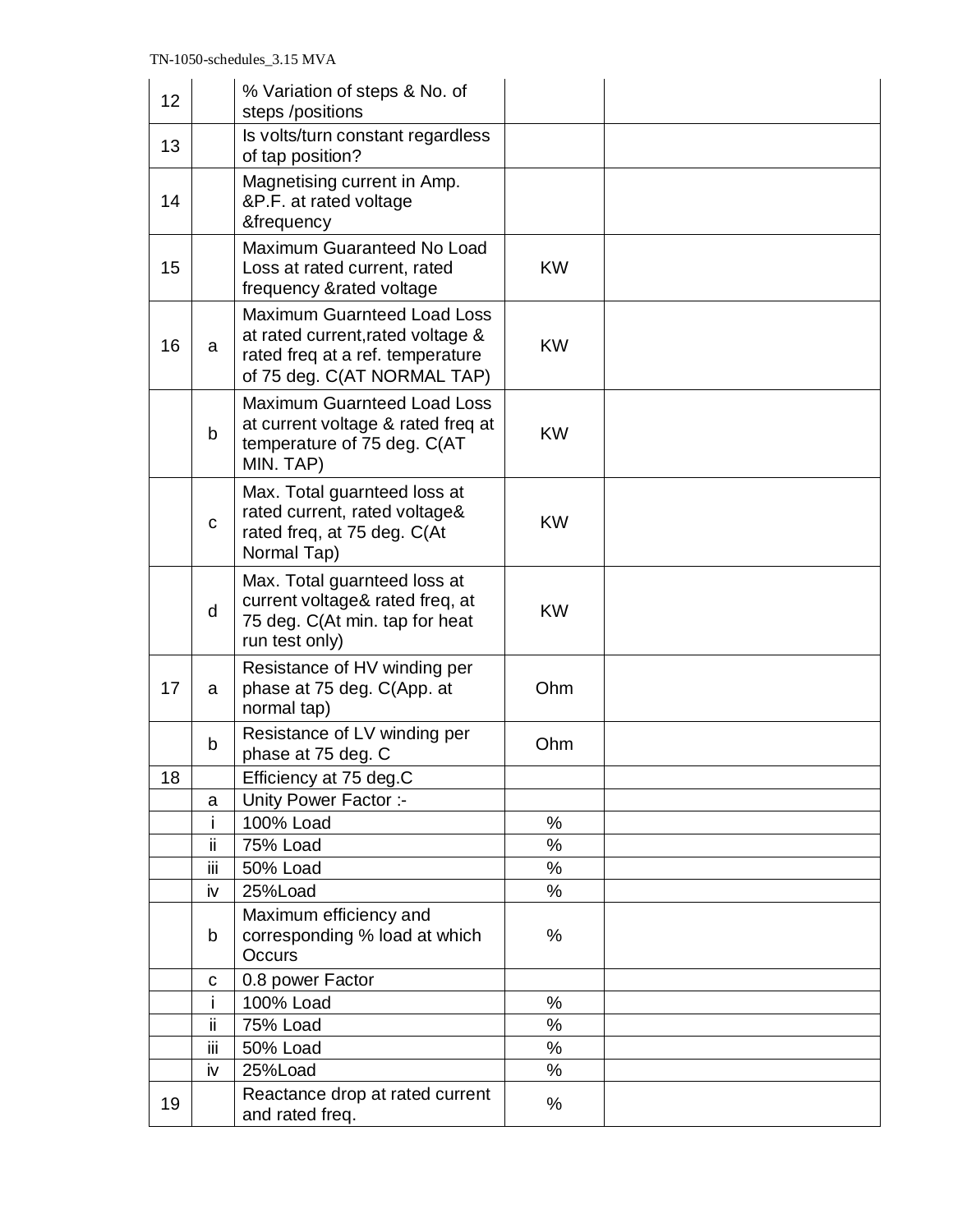| 12 | | % Variation of steps & No. of steps /positions | | |
|---|---|---|---|---|
| 13 | | Is volts/turn constant regardless of tap position? | | |
| 14 | | Magnetising current in Amp. &P.F. at rated voltage &frequency | | |
| 15 | | Maximum Guaranteed No Load Loss at rated current, rated frequency &rated voltage | KW | |
| 16 | a | Maximum Guarnteed Load Loss at rated current,rated voltage & rated freq at a ref. temperature of 75 deg. C(AT NORMAL TAP) | KW | |
| | b | Maximum Guarnteed Load Loss at current voltage & rated freq at temperature of 75 deg. C(AT MIN. TAP) | KW | |
| | c | Max. Total guarnteed loss at rated current, rated voltage& rated freq, at 75 deg. C(At Normal Tap) | KW | |
| | d | Max. Total guarnteed loss at current voltage& rated freq, at 75 deg. C(At min. tap for heat run test only) | KW | |
| 17 | a | Resistance of HV winding per phase at 75 deg. C(App. at normal tap) | Ohm | |
| | b | Resistance of LV winding per phase at 75 deg. C | Ohm | |
| 18 | | Efficiency at 75 deg.C | | |
| | a | Unity Power Factor :- | | |
| | i | 100% Load | % | |
| | ii | 75% Load | % | |
| | iii | 50% Load | % | |
| | iv | 25%Load | % | |
| | b | Maximum efficiency and corresponding % load at which Occurs | % | |
| | c | 0.8 power Factor | | |
| | i | 100% Load | % | |
| | ii | 75% Load | % | |
| | iii | 50% Load | % | |
| | iv | 25%Load | % | |
| 19 | | Reactance drop at rated current and rated freq. | % | |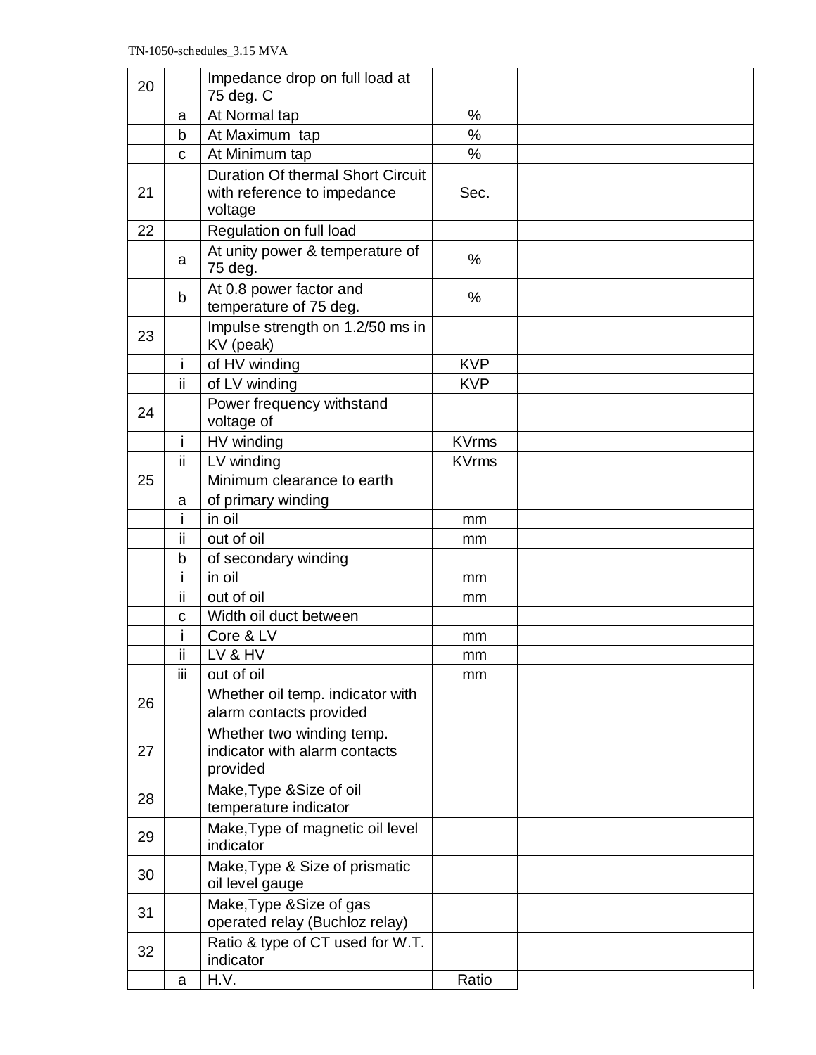| | | | | |
|---|---|---|---|---|
| 20 | | Impedance drop on full load at 75 deg. C | | |
| | a | At Normal tap | % | |
| | b | At Maximum tap | % | |
| | c | At Minimum tap | % | |
| 21 | | Duration Of thermal Short Circuit with reference to impedance voltage | Sec. | |
| 22 | | Regulation on full load | | |
| | a | At unity power & temperature of 75 deg. | % | |
| | b | At 0.8 power factor and temperature of 75 deg. | % | |
| 23 | | Impulse strength on 1.2/50 ms in KV (peak) | | |
| | i | of HV winding | KVP | |
| | ii | of LV winding | KVP | |
| 24 | | Power frequency withstand voltage of | | |
| | i | HV winding | KVrms | |
| | ii | LV winding | KVrms | |
| 25 | | Minimum clearance to earth | | |
| | a | of primary winding | | |
| | i | in oil | mm | |
| | ii | out of oil | mm | |
| | b | of secondary winding | | |
| | i | in oil | mm | |
| | ii | out of oil | mm | |
| | c | Width oil duct between | | |
| | i | Core & LV | mm | |
| | ii | LV & HV | mm | |
| | iii | out of oil | mm | |
| 26 | | Whether oil temp. indicator with alarm contacts provided | | |
| 27 | | Whether two winding temp. indicator with alarm contacts provided | | |
| 28 | | Make,Type &Size of oil temperature indicator | | |
| 29 | | Make,Type of magnetic oil level indicator | | |
| 30 | | Make,Type & Size of prismatic oil level gauge | | |
| 31 | | Make,Type &Size of gas operated relay (Buchloz relay) | | |
| 32 | | Ratio & type of CT used for W.T. indicator | | |
| | a | H.V. | Ratio | |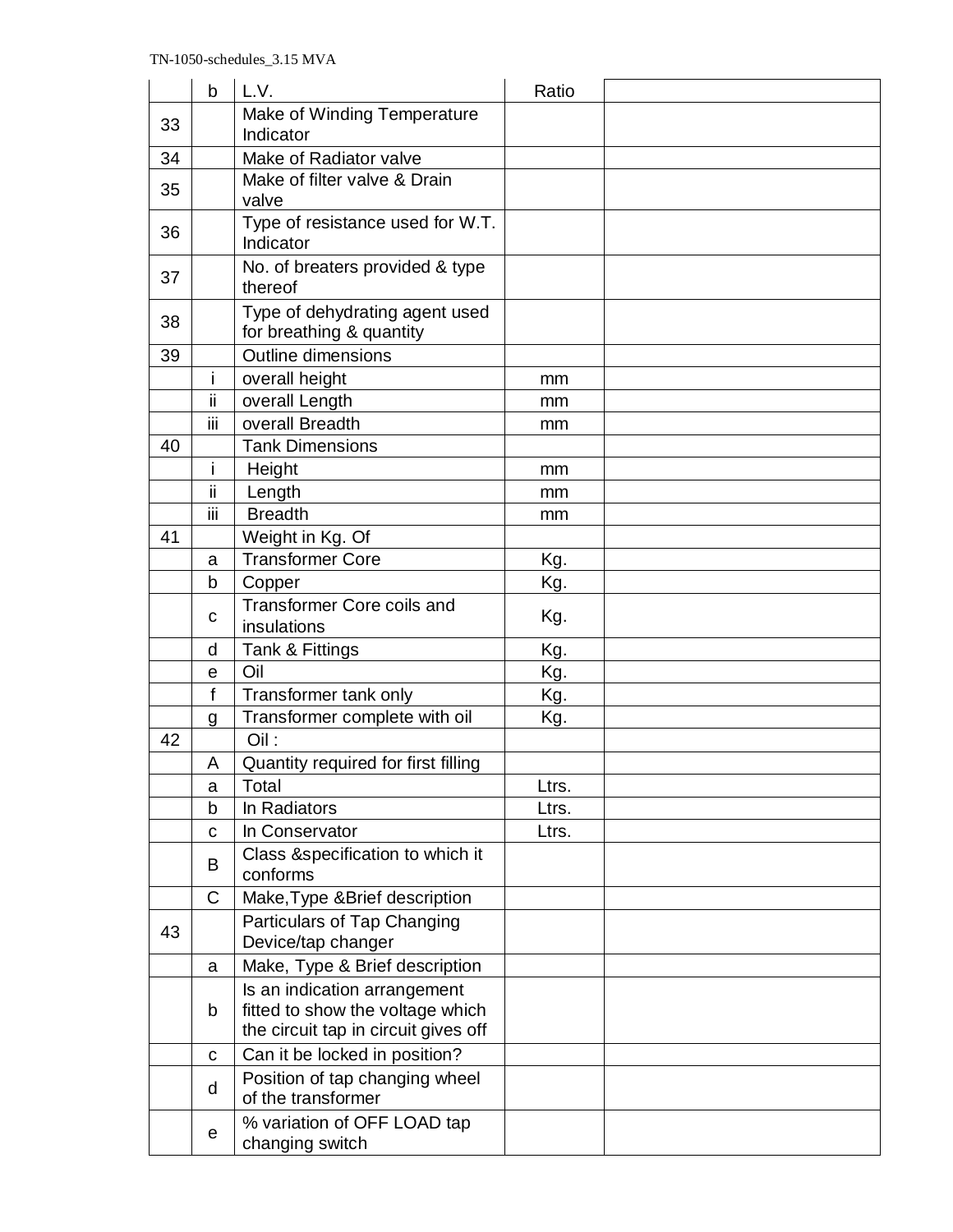| | | | | |
|---|---|---|---|---|
| | b | L.V. | Ratio | |
| 33 | | Make of Winding Temperature Indicator | | |
| 34 | | Make of Radiator valve | | |
| 35 | | Make of filter valve & Drain valve | | |
| 36 | | Type of resistance used for W.T. Indicator | | |
| 37 | | No. of breaters provided & type thereof | | |
| 38 | | Type of dehydrating agent used for breathing & quantity | | |
| 39 | | Outline dimensions | | |
| | i | overall height | mm | |
| | ii | overall Length | mm | |
| | iii | overall Breadth | mm | |
| 40 | | Tank Dimensions | | |
| | i | Height | mm | |
| | ii | Length | mm | |
| | iii | Breadth | mm | |
| 41 | | Weight in Kg. Of | | |
| | a | Transformer Core | Kg. | |
| | b | Copper | Kg. | |
| | c | Transformer Core coils and insulations | Kg. | |
| | d | Tank & Fittings | Kg. | |
| | e | Oil | Kg. | |
| | f | Transformer tank only | Kg. | |
| | g | Transformer complete with oil | Kg. | |
| 42 | | Oil : | | |
| | A | Quantity required for first filling | | |
| | a | Total | Ltrs. | |
| | b | In Radiators | Ltrs. | |
| | c | In Conservator | Ltrs. | |
| | B | Class &specification to which it conforms | | |
| | C | Make,Type &Brief description | | |
| 43 | | Particulars of Tap Changing Device/tap changer | | |
| | a | Make, Type & Brief description | | |
| | b | Is an indication arrangement fitted to show the voltage which the circuit tap in circuit gives off | | |
| | c | Can it be locked in position? | | |
| | d | Position of tap changing wheel of the transformer | | |
| | e | % variation of OFF LOAD tap changing switch | | |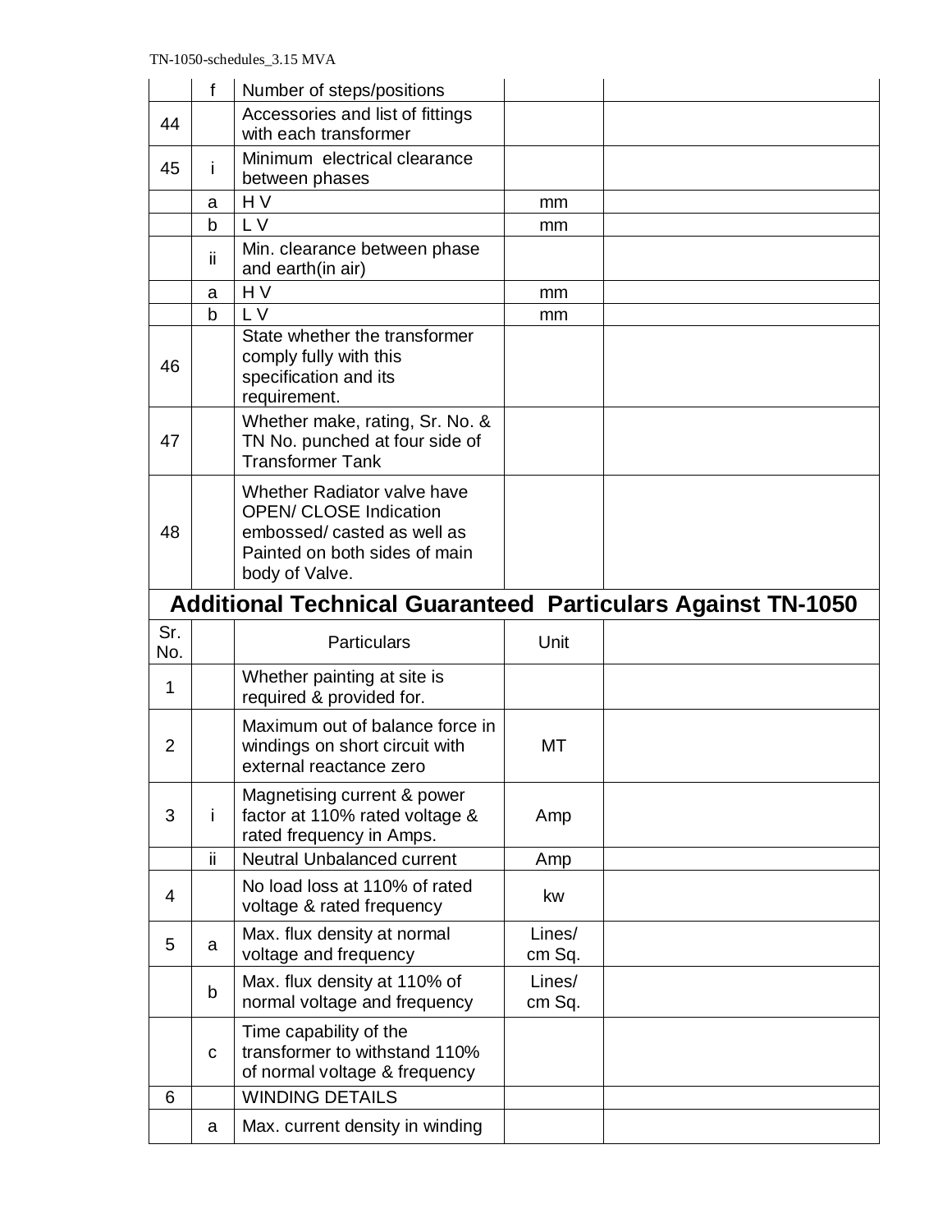| | f | Number of steps/positions | | |
|---|---|---|---|---|
| 44 | | Accessories and list of fittings with each transformer | | |
| 45 | i | Minimum electrical clearance between phases | | |
| | a | H V | mm | |
| | b | L V | mm | |
| | ii | Min. clearance between phase and earth(in air) | | |
| | a | H V | mm | |
| | b | L V | mm | |
| 46 | | State whether the transformer comply fully with this specification and its requirement. | | |
| 47 | | Whether make, rating, Sr. No. & TN No. punched at four side of Transformer Tank | | |
| 48 | | Whether Radiator valve have OPEN/ CLOSE Indication embossed/ casted as well as Painted on both sides of main body of Valve. | | |

## Additional Technical Guaranteed Particulars Against TN-1050

| Sr. No. | | Particulars | Unit | |
|---|---|---|---|---|
| 1 | | Whether painting at site is required & provided for. | | |
| 2 | | Maximum out of balance force in windings on short circuit with external reactance zero | MT | |
| 3 | i | Magnetising current & power factor at 110% rated voltage & rated frequency in Amps. | Amp | |
| | ii | Neutral Unbalanced current | Amp | |
| 4 | | No load loss at 110% of rated voltage & rated frequency | kw | |
| 5 | a | Max. flux density at normal voltage and frequency | Lines/ cm Sq. | |
| | b | Max. flux density at 110% of normal voltage and frequency | Lines/ cm Sq. | |
| | c | Time capability of the transformer to withstand 110% of normal voltage & frequency | | |
| 6 | | WINDING DETAILS | | |
| | a | Max. current density in winding | | |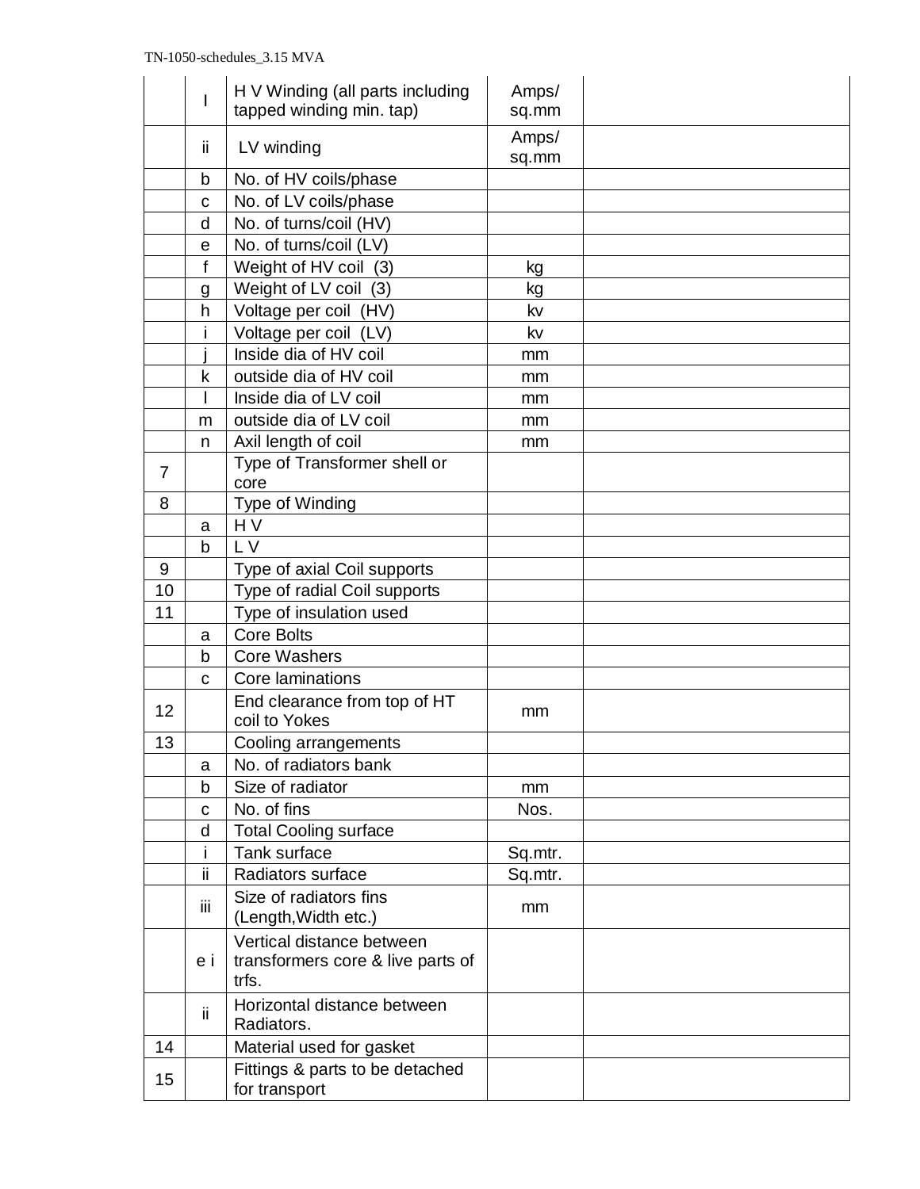| | | | | |
|---|---|---|---|---|
| | I | H V Winding (all parts including tapped winding min. tap) | Amps/ sq.mm | |
| | ii | LV winding | Amps/ sq.mm | |
| | b | No. of HV coils/phase | | |
| | c | No. of LV coils/phase | | |
| | d | No. of turns/coil (HV) | | |
| | e | No. of turns/coil (LV) | | |
| | f | Weight of HV coil (3) | kg | |
| | g | Weight of LV coil (3) | kg | |
| | h | Voltage per coil (HV) | kv | |
| | i | Voltage per coil (LV) | kv | |
| | j | Inside dia of HV coil | mm | |
| | k | outside dia of HV coil | mm | |
| | l | Inside dia of LV coil | mm | |
| | m | outside dia of LV coil | mm | |
| | n | Axil length of coil | mm | |
| 7 | | Type of Transformer shell or core | | |
| 8 | | Type of Winding | | |
| | a | H V | | |
| | b | L V | | |
| 9 | | Type of axial Coil supports | | |
| 10 | | Type of radial Coil supports | | |
| 11 | | Type of insulation used | | |
| | a | Core Bolts | | |
| | b | Core Washers | | |
| | c | Core laminations | | |
| 12 | | End clearance from top of HT coil to Yokes | mm | |
| 13 | | Cooling arrangements | | |
| | a | No. of radiators bank | | |
| | b | Size of radiator | mm | |
| | c | No. of fins | Nos. | |
| | d | Total Cooling surface | | |
| | i | Tank surface | Sq.mtr. | |
| | ii | Radiators surface | Sq.mtr. | |
| | iii | Size of radiators fins (Length,Width etc.) | mm | |
| | e i | Vertical distance between transformers core & live parts of trfs. | | |
| | ii | Horizontal distance between Radiators. | | |
| 14 | | Material used for gasket | | |
| 15 | | Fittings & parts to be detached for transport | | |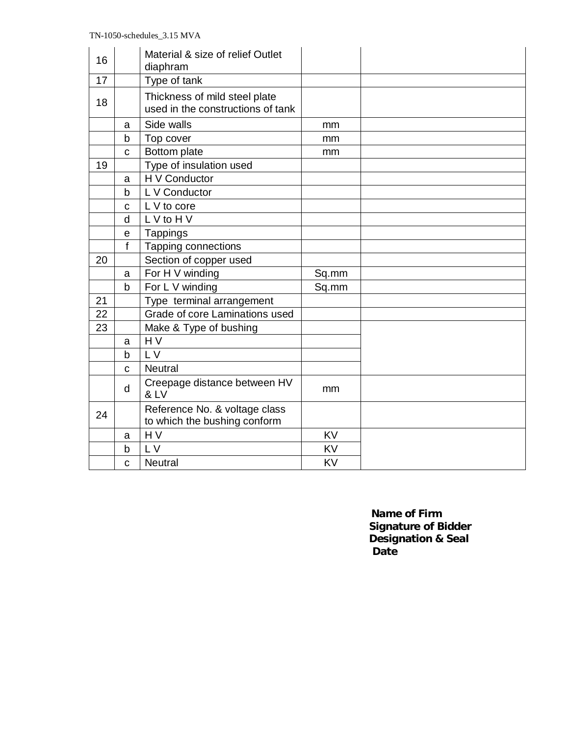| | | | | |
|---|---|---|---|---|
| 16 | | Material & size of relief Outlet diaphram | | |
| 17 | | Type of tank | | |
| 18 | | Thickness of mild steel plate used in the constructions of tank | | |
| | a | Side walls | mm | |
| | b | Top cover | mm | |
| | c | Bottom plate | mm | |
| 19 | | Type of insulation used | | |
| | a | H V Conductor | | |
| | b | L V Conductor | | |
| | c | L V to core | | |
| | d | L V to H V | | |
| | e | Tappings | | |
| | f | Tapping connections | | |
| 20 | | Section of copper used | | |
| | a | For H V winding | Sq.mm | |
| | b | For L V winding | Sq.mm | |
| 21 | | Type terminal arrangement | | |
| 22 | | Grade of core Laminations used | | |
| 23 | | Make & Type of bushing | | |
| | a | H V | | |
| | b | L V | | |
| | c | Neutral | | |
| | d | Creepage distance between HV & LV | mm | |
| 24 | | Reference No. & voltage class to which the bushing conform | | |
| | a | H V | KV | |
| | b | L V | KV | |
| | c | Neutral | KV | |

**Name of Firm**
**Signature of Bidder**
**Designation & Seal**
**Date**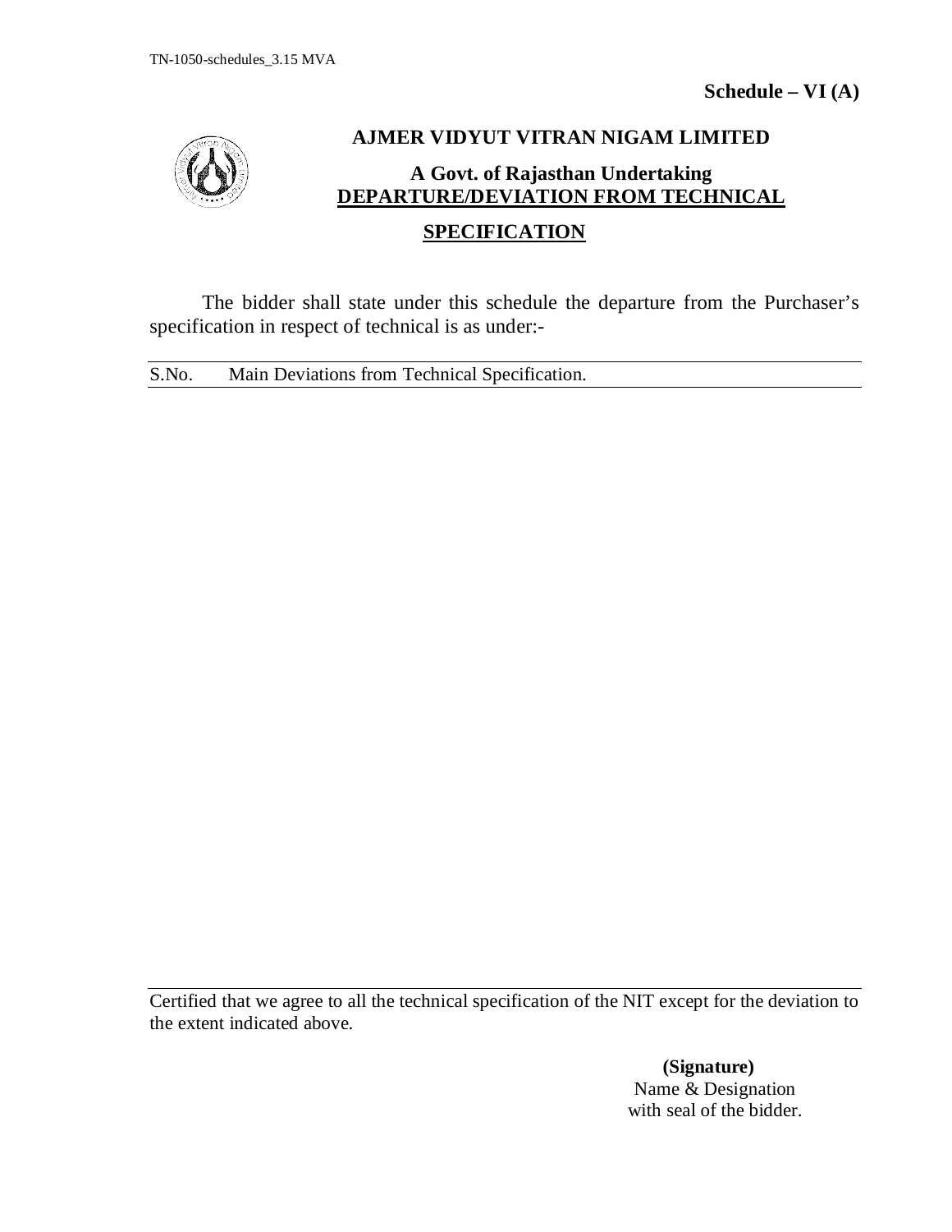**Schedule – VI (A)**

## AJMER VIDYUT VITRAN NIGAM LIMITED

**A Govt. of Rajasthan Undertaking**

## DEPARTURE/DEVIATION FROM TECHNICAL SPECIFICATION

The bidder shall state under this schedule the departure from the Purchaser's specification in respect of technical is as under:-

| S.No. | Main Deviations from Technical Specification. |
|---|---|
| | |

Certified that we agree to all the technical specification of the NIT except for the deviation to the extent indicated above.

**(Signature)**
Name & Designation
with seal of the bidder.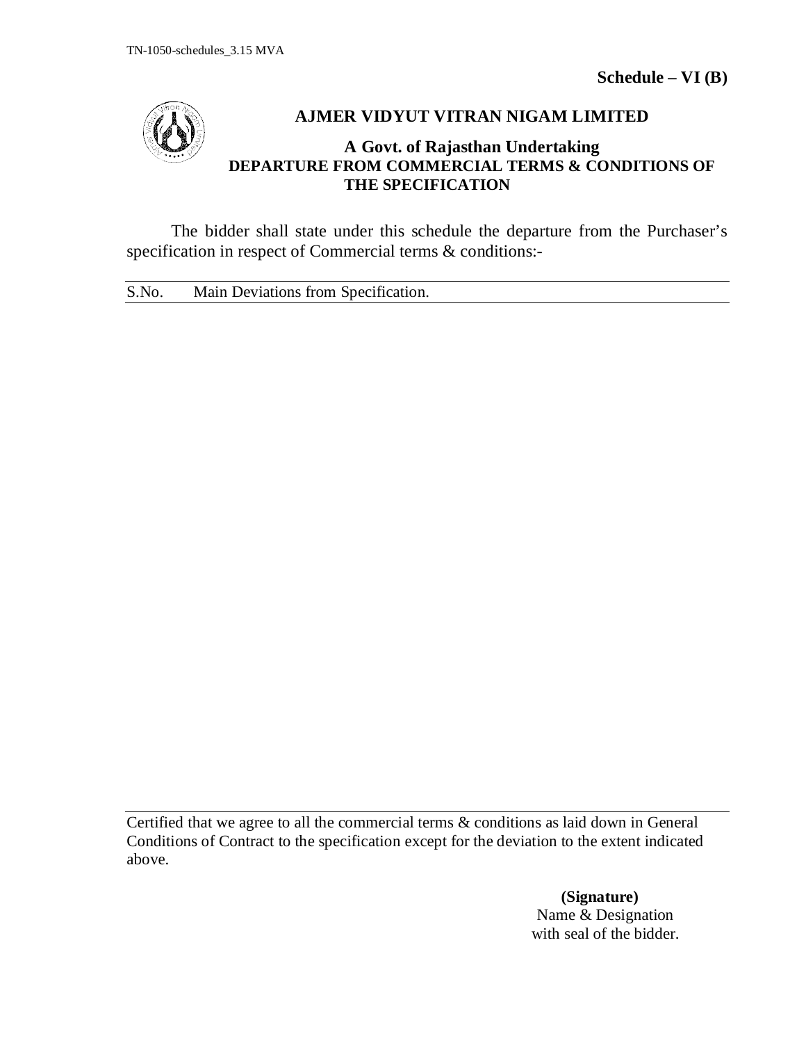**Schedule – VI (B)**

## AJMER VIDYUT VITRAN NIGAM LIMITED

### A Govt. of Rajasthan Undertaking
### DEPARTURE FROM COMMERCIAL TERMS & CONDITIONS OF THE SPECIFICATION

The bidder shall state under this schedule the departure from the Purchaser's specification in respect of Commercial terms & conditions:-

| S.No. | Main Deviations from Specification. |
|---|---|

Certified that we agree to all the commercial terms & conditions as laid down in General Conditions of Contract to the specification except for the deviation to the extent indicated above.

**(Signature)**
Name & Designation
with seal of the bidder.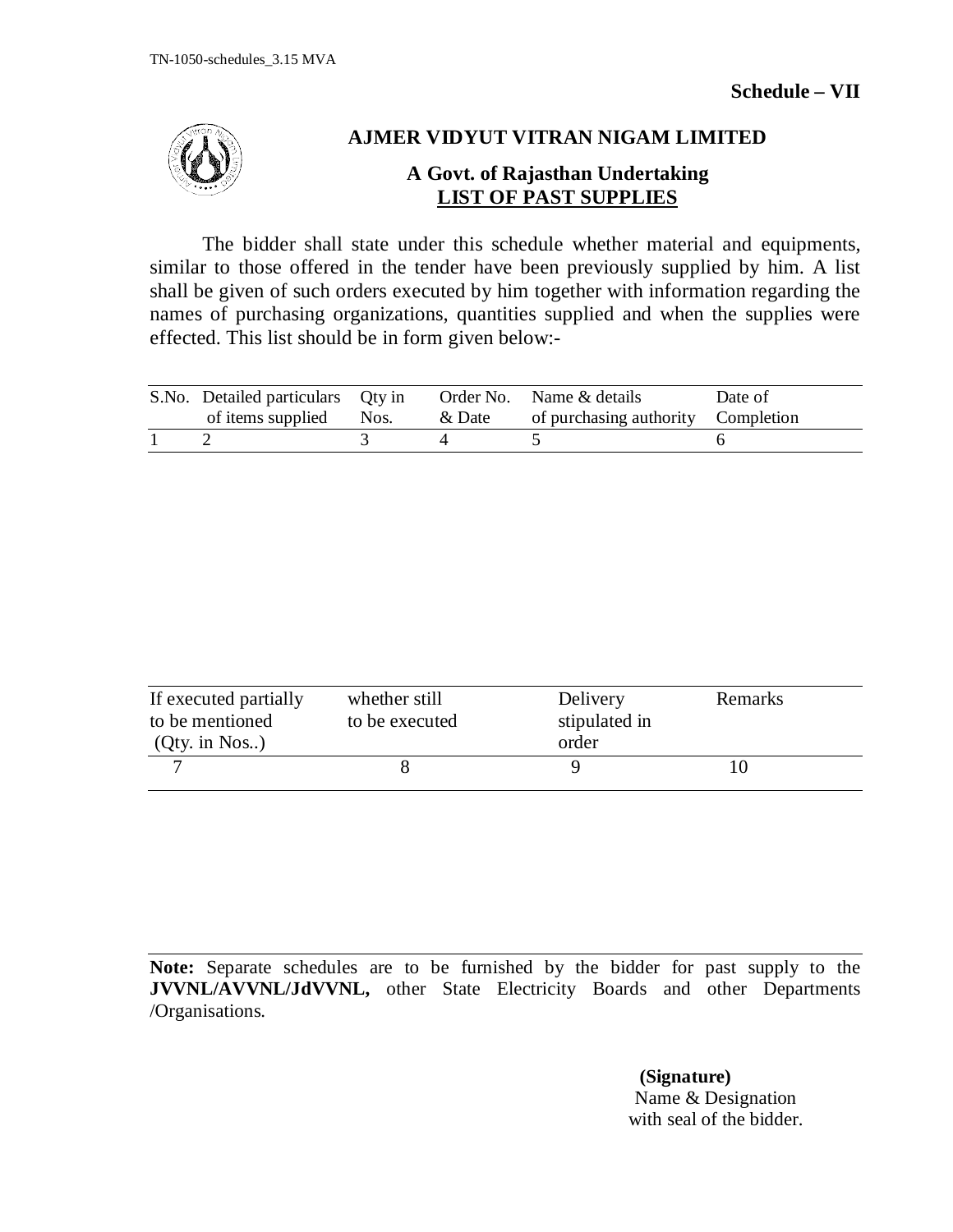**Schedule – VII**

# AJMER VIDYUT VITRAN NIGAM LIMITED

## A Govt. of Rajasthan Undertaking

## LIST OF PAST SUPPLIES

The bidder shall state under this schedule whether material and equipments, similar to those offered in the tender have been previously supplied by him. A list shall be given of such orders executed by him together with information regarding the names of purchasing organizations, quantities supplied and when the supplies were effected. This list should be in form given below:-

| S.No. | Detailed particulars of items supplied | Qty in Nos. | Order No. & Date | Name & details of purchasing authority | Date of Completion |
|---|---|---|---|---|---|
| 1 | 2 | 3 | 4 | 5 | 6 |

| If executed partially to be mentioned (Qty. in Nos..) | whether still to be executed | Delivery stipulated in order | Remarks |
|---|---|---|---|
| 7 | 8 | 9 | 10 |

**Note:** Separate schedules are to be furnished by the bidder for past supply to the **JVVNL/AVVNL/JdVVNL,** other State Electricity Boards and other Departments /Organisations.

**(Signature)**
Name & Designation
with seal of the bidder.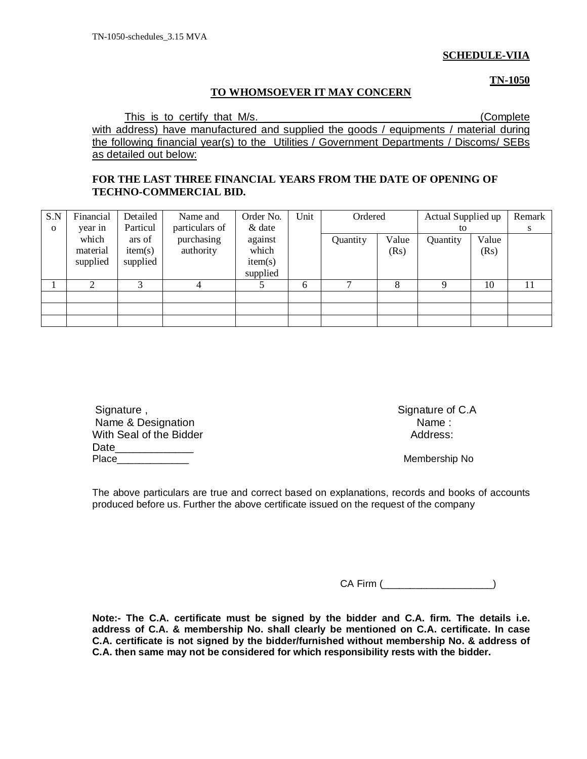**SCHEDULE-VIIA**

**TN-1050**

**TO WHOMSOEVER IT MAY CONCERN**

This is to certify that M/s. ________________________________ (Complete with address) have manufactured and supplied the goods / equipments / material during the following financial year(s) to the Utilities / Government Departments / Discoms/ SEBs as detailed out below:

**FOR THE LAST THREE FINANCIAL YEARS FROM THE DATE OF OPENING OF TECHNO-COMMERCIAL BID.**

| S.No | Financial year in which material supplied | Detailed Particulars of item(s) supplied | Name and particulars of purchasing authority | Order No. & date against which item(s) supplied | Unit | Ordered | | Actual Supplied up to | | Remarks |
|---|---|---|---|---|---|---|---|---|---|---|
| | | | | | | Quantity | Value (Rs) | Quantity | Value (Rs) | |
| 1 | 2 | 3 | 4 | 5 | 6 | 7 | 8 | 9 | 10 | 11 |
| | | | | | | | | | | |
| | | | | | | | | | | |
| | | | | | | | | | | |

Signature ,
Name & Designation
With Seal of the Bidder
Date_____________
Place_____________

Signature of C.A
Name :
Address:

Membership No

The above particulars are true and correct based on explanations, records and books of accounts produced before us. Further the above certificate issued on the request of the company

CA Firm (___________________)

**Note:- The C.A. certificate must be signed by the bidder and C.A. firm. The details i.e. address of C.A. & membership No. shall clearly be mentioned on C.A. certificate. In case C.A. certificate is not signed by the bidder/furnished without membership No. & address of C.A. then same may not be considered for which responsibility rests with the bidder.**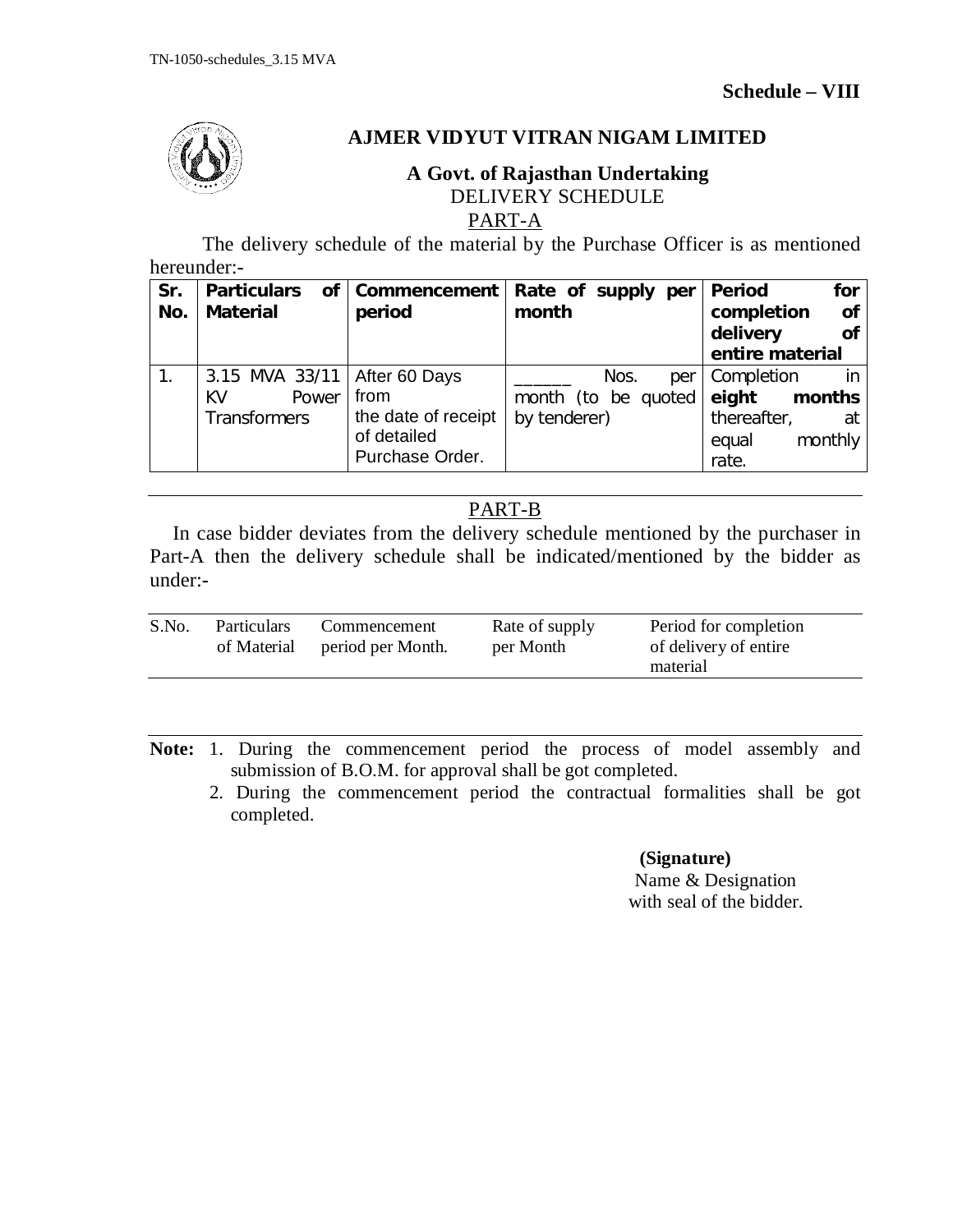**Schedule – VIII**

## AJMER VIDYUT VITRAN NIGAM LIMITED

**A Govt. of Rajasthan Undertaking**

DELIVERY SCHEDULE

PART-A

The delivery schedule of the material by the Purchase Officer is as mentioned hereunder:-

| Sr. No. | Particulars of Material | Commencement period | Rate of supply per month | Period for completion of delivery of entire material |
|---|---|---|---|---|
| 1. | 3.15 MVA 33/11 KV Power Transformers | After 60 Days from the date of receipt of detailed Purchase Order. | ______ Nos. per month (to be quoted by tenderer) | Completion in **eight months** thereafter, at equal monthly rate. |

PART-B

In case bidder deviates from the delivery schedule mentioned by the purchaser in Part-A then the delivery schedule shall be indicated/mentioned by the bidder as under:-

| S.No. | Particulars of Material | Commencement period per Month. | Rate of supply per Month | Period for completion of delivery of entire material |
|---|---|---|---|---|
| | | | | |

**Note:**
1. During the commencement period the process of model assembly and submission of B.O.M. for approval shall be got completed.
2. During the commencement period the contractual formalities shall be got completed.

**(Signature)**
Name & Designation
with seal of the bidder.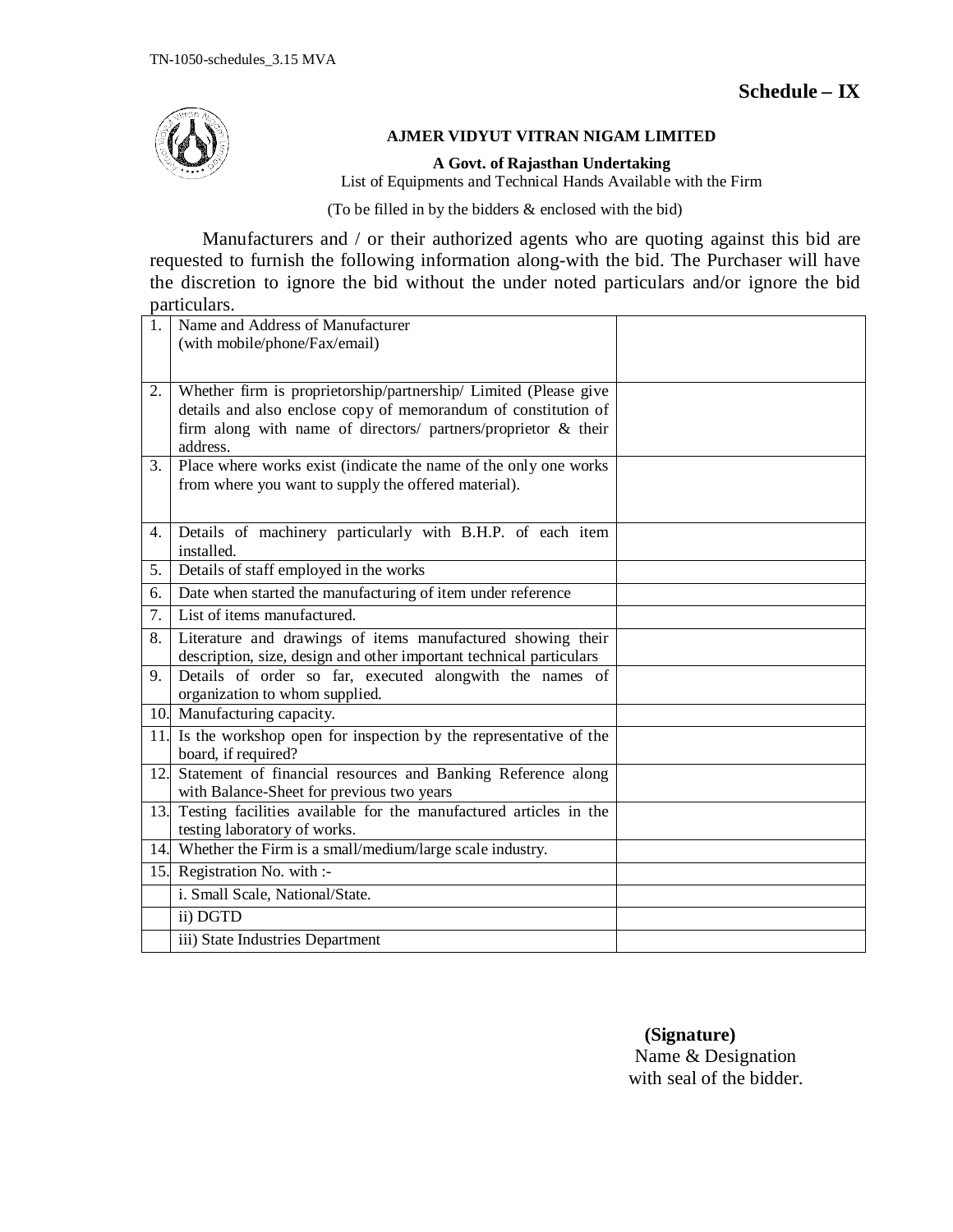**Schedule – IX**

**AJMER VIDYUT VITRAN NIGAM LIMITED**

**A Govt. of Rajasthan Undertaking**

List of Equipments and Technical Hands Available with the Firm

(To be filled in by the bidders & enclosed with the bid)

Manufacturers and / or their authorized agents who are quoting against this bid are requested to furnish the following information along-with the bid. The Purchaser will have the discretion to ignore the bid without the under noted particulars and/or ignore the bid particulars.

| | | |
|---|---|---|
| 1. | Name and Address of Manufacturer (with mobile/phone/Fax/email) | |
| 2. | Whether firm is proprietorship/partnership/ Limited (Please give details and also enclose copy of memorandum of constitution of firm along with name of directors/ partners/proprietor & their address. | |
| 3. | Place where works exist (indicate the name of the only one works from where you want to supply the offered material). | |
| 4. | Details of machinery particularly with B.H.P. of each item installed. | |
| 5. | Details of staff employed in the works | |
| 6. | Date when started the manufacturing of item under reference | |
| 7. | List of items manufactured. | |
| 8. | Literature and drawings of items manufactured showing their description, size, design and other important technical particulars | |
| 9. | Details of order so far, executed alongwith the names of organization to whom supplied. | |
| 10. | Manufacturing capacity. | |
| 11. | Is the workshop open for inspection by the representative of the board, if required? | |
| 12. | Statement of financial resources and Banking Reference along with Balance-Sheet for previous two years | |
| 13. | Testing facilities available for the manufactured articles in the testing laboratory of works. | |
| 14. | Whether the Firm is a small/medium/large scale industry. | |
| 15. | Registration No. with :- | |
| | i. Small Scale, National/State. | |
| | ii) DGTD | |
| | iii) State Industries Department | |

**(Signature)**

Name & Designation

with seal of the bidder.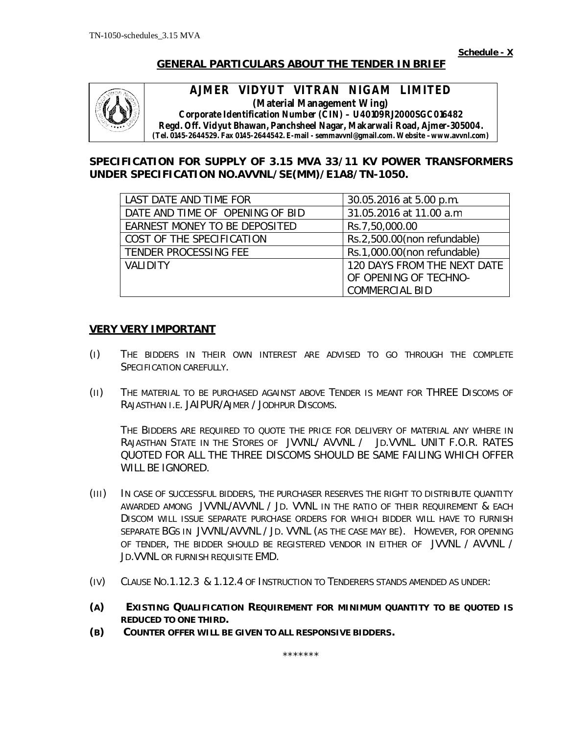**Schedule - X**

## GENERAL PARTICULARS ABOUT THE TENDER IN BRIEF

**AJMER VIDYUT VITRAN NIGAM LIMITED**
**(Material Management Wing)**
**Corporate Identification Number (CIN) – U40109RJ2000SGC016482**
**Regd. Off. Vidyut Bhawan, Panchsheel Nagar, Makarwali Road, Ajmer-305004.**
**(Tel. 0145-2644529. Fax 0145-2644542. E-mail - semmavvnl@gmail.com. Website – www.avvnl.com)**

**SPECIFICATION FOR SUPPLY OF 3.15 MVA 33/11 KV POWER TRANSFORMERS UNDER SPECIFICATION NO.AVVNL/SE(MM)/E1A8/TN-1050.**

| | |
|---|---|
| LAST DATE AND TIME FOR | 30.05.2016 at 5.00 p.m. |
| DATE AND TIME OF OPENING OF BID | 31.05.2016 at 11.00 a.m |
| EARNEST MONEY TO BE DEPOSITED | Rs.7,50,000.00 |
| COST OF THE SPECIFICATION | Rs.2,500.00(non refundable) |
| TENDER PROCESSING FEE | Rs.1,000.00(non refundable) |
| VALIDITY | 120 DAYS FROM THE NEXT DATE OF OPENING OF TECHNO-COMMERCIAL BID |

**VERY VERY IMPORTANT**

(I) THE BIDDERS IN THEIR OWN INTEREST ARE ADVISED TO GO THROUGH THE COMPLETE SPECIFICATION CAREFULLY.

(II) THE MATERIAL TO BE PURCHASED AGAINST ABOVE TENDER IS MEANT FOR THREE DISCOMS OF RAJASTHAN I.E. JAIPUR/AJMER / JODHPUR DISCOMS.

THE BIDDERS ARE REQUIRED TO QUOTE THE PRICE FOR DELIVERY OF MATERIAL ANY WHERE IN RAJASTHAN STATE IN THE STORES OF JVVNL/ AVVNL / JD.VVNL. UNIT F.O.R. RATES QUOTED FOR ALL THE THREE DISCOMS SHOULD BE SAME FAILING WHICH OFFER WILL BE IGNORED.

(III) IN CASE OF SUCCESSFUL BIDDERS, THE PURCHASER RESERVES THE RIGHT TO DISTRIBUTE QUANTITY AWARDED AMONG JVVNL/AVVNL / JD. VVNL IN THE RATIO OF THEIR REQUIREMENT & EACH DISCOM WILL ISSUE SEPARATE PURCHASE ORDERS FOR WHICH BIDDER WILL HAVE TO FURNISH SEPARATE BGS IN JVVNL/AVVNL / JD. VVNL (AS THE CASE MAY BE). HOWEVER, FOR OPENING OF TENDER, THE BIDDER SHOULD BE REGISTERED VENDOR IN EITHER OF JVVNL / AVVNL / JD.VVNL OR FURNISH REQUISITE EMD.

(IV) CLAUSE NO.1.12.3 & 1.12.4 OF INSTRUCTION TO TENDERERS STANDS AMENDED AS UNDER:

**(A) EXISTING QUALIFICATION REQUIREMENT FOR MINIMUM QUANTITY TO BE QUOTED IS REDUCED TO ONE THIRD.**

**(B) COUNTER OFFER WILL BE GIVEN TO ALL RESPONSIVE BIDDERS.**

*******